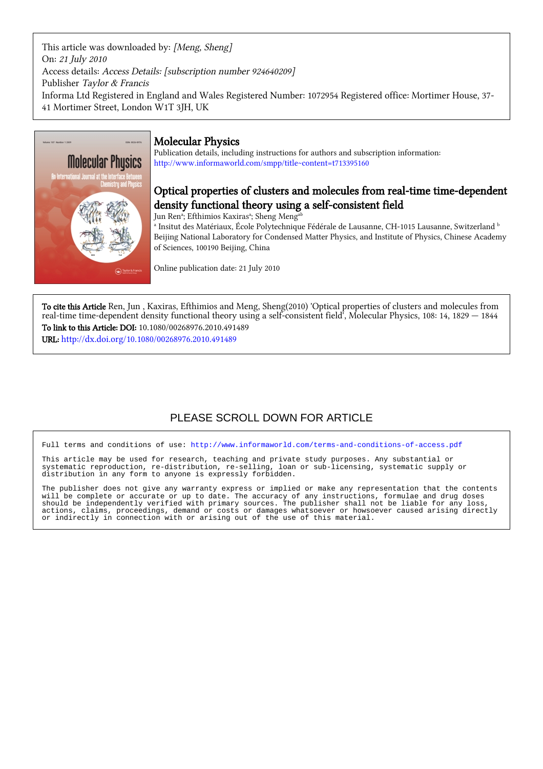This article was downloaded by: *[Meng, Sheng]*
On: *21 July 2010*
Access details: *Access Details: [subscription number 924640209]*
Publisher *Taylor & Francis*
Informa Ltd Registered in England and Wales Registered Number: 1072954 Registered office: Mortimer House, 37-41 Mortimer Street, London W1T 3JH, UK

# Molecular Physics

Publication details, including instructions for authors and subscription information:
http://www.informaworld.com/smpp/title~content=t713395160

## Optical properties of clusters and molecules from real-time time-dependent density functional theory using a self-consistent field

Jun Ren[a]; Efthimios Kaxiras[a]; Sheng Meng[ab]

[a] Insitut des Matériaux, École Polytechnique Fédérale de Lausanne, CH-1015 Lausanne, Switzerland [b] Beijing National Laboratory for Condensed Matter Physics, and Institute of Physics, Chinese Academy of Sciences, 100190 Beijing, China

Online publication date: 21 July 2010

**To cite this Article** Ren, Jun , Kaxiras, Efthimios and Meng, Sheng(2010) 'Optical properties of clusters and molecules from real-time time-dependent density functional theory using a self-consistent field', Molecular Physics, 108: 14, 1829 — 1844

**To link to this Article: DOI:** 10.1080/00268976.2010.491489

**URL:** http://dx.doi.org/10.1080/00268976.2010.491489

PLEASE SCROLL DOWN FOR ARTICLE

Full terms and conditions of use: http://www.informaworld.com/terms-and-conditions-of-access.pdf

This article may be used for research, teaching and private study purposes. Any substantial or systematic reproduction, re-distribution, re-selling, loan or sub-licensing, systematic supply or distribution in any form to anyone is expressly forbidden.

The publisher does not give any warranty express or implied or make any representation that the contents will be complete or accurate or up to date. The accuracy of any instructions, formulae and drug doses should be independently verified with primary sources. The publisher shall not be liable for any loss, actions, claims, proceedings, demand or costs or damages whatsoever or howsoever caused arising directly or indirectly in connection with or arising out of the use of this material.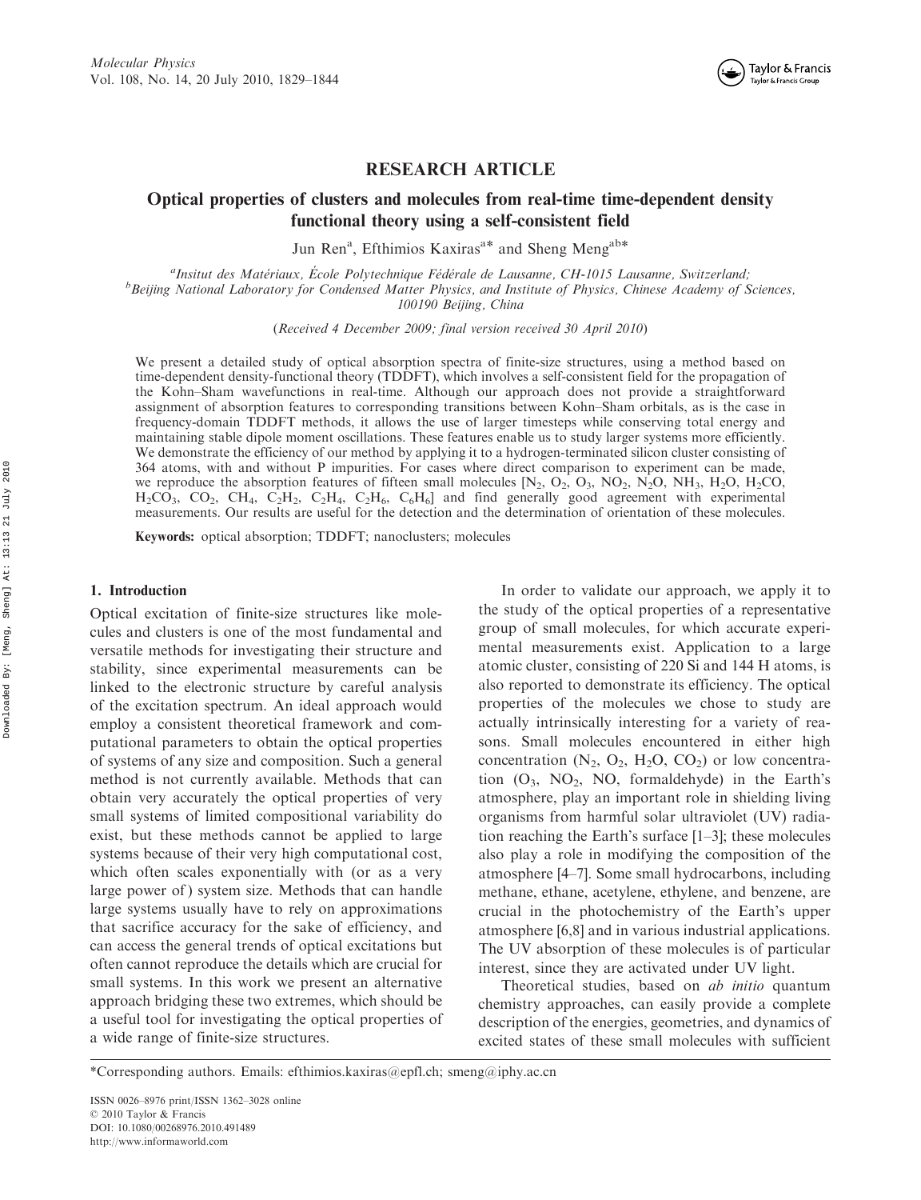## RESEARCH ARTICLE

# Optical properties of clusters and molecules from real-time time-dependent density functional theory using a self-consistent field

Jun Ren[a], Efthimios Kaxiras[a*] and Sheng Meng[ab*]

[a]Insitut des Matériaux, École Polytechnique Fédérale de Lausanne, CH-1015 Lausanne, Switzerland; [b]Beijing National Laboratory for Condensed Matter Physics, and Institute of Physics, Chinese Academy of Sciences, 100190 Beijing, China

(Received 4 December 2009; final version received 30 April 2010)

We present a detailed study of optical absorption spectra of finite-size structures, using a method based on time-dependent density-functional theory (TDDFT), which involves a self-consistent field for the propagation of the Kohn–Sham wavefunctions in real-time. Although our approach does not provide a straightforward assignment of absorption features to corresponding transitions between Kohn–Sham orbitals, as is the case in frequency-domain TDDFT methods, it allows the use of larger timesteps while conserving total energy and maintaining stable dipole moment oscillations. These features enable us to study larger systems more efficiently. We demonstrate the efficiency of our method by applying it to a hydrogen-terminated silicon cluster consisting of 364 atoms, with and without P impurities. For cases where direct comparison to experiment can be made, we reproduce the absorption features of fifteen small molecules [$N_2$, $O_2$, $O_3$, $NO_2$, $N_2O$, $NH_3$, $H_2O$, $H_2CO$, $H_2CO_3$, $CO_2$, $CH_4$, $C_2H_2$, $C_2H_4$, $C_2H_6$, $C_6H_6$] and find generally good agreement with experimental measurements. Our results are useful for the detection and the determination of orientation of these molecules.

**Keywords:** optical absorption; TDDFT; nanoclusters; molecules

## 1. Introduction

Optical excitation of finite-size structures like molecules and clusters is one of the most fundamental and versatile methods for investigating their structure and stability, since experimental measurements can be linked to the electronic structure by careful analysis of the excitation spectrum. An ideal approach would employ a consistent theoretical framework and computational parameters to obtain the optical properties of systems of any size and composition. Such a general method is not currently available. Methods that can obtain very accurately the optical properties of very small systems of limited compositional variability do exist, but these methods cannot be applied to large systems because of their very high computational cost, which often scales exponentially with (or as a very large power of) system size. Methods that can handle large systems usually have to rely on approximations that sacrifice accuracy for the sake of efficiency, and can access the general trends of optical excitations but often cannot reproduce the details which are crucial for small systems. In this work we present an alternative approach bridging these two extremes, which should be a useful tool for investigating the optical properties of a wide range of finite-size structures.

In order to validate our approach, we apply it to the study of the optical properties of a representative group of small molecules, for which accurate experimental measurements exist. Application to a large atomic cluster, consisting of 220 Si and 144 H atoms, is also reported to demonstrate its efficiency. The optical properties of the molecules we chose to study are actually intrinsically interesting for a variety of reasons. Small molecules encountered in either high concentration ($N_2$, $O_2$, $H_2O$, $CO_2$) or low concentration ($O_3$, $NO_2$, NO, formaldehyde) in the Earth's atmosphere, play an important role in shielding living organisms from harmful solar ultraviolet (UV) radiation reaching the Earth's surface [1–3]; these molecules also play a role in modifying the composition of the atmosphere [4–7]. Some small hydrocarbons, including methane, ethane, acetylene, ethylene, and benzene, are crucial in the photochemistry of the Earth's upper atmosphere [6,8] and in various industrial applications. The UV absorption of these molecules is of particular interest, since they are activated under UV light.

Theoretical studies, based on *ab initio* quantum chemistry approaches, can easily provide a complete description of the energies, geometries, and dynamics of excited states of these small molecules with sufficient

*Corresponding authors. Emails: efthimios.kaxiras@epfl.ch; smeng@iphy.ac.cn

ISSN 0026–8976 print/ISSN 1362–3028 online
© 2010 Taylor & Francis
DOI: 10.1080/00268976.2010.491489
http://www.informaworld.com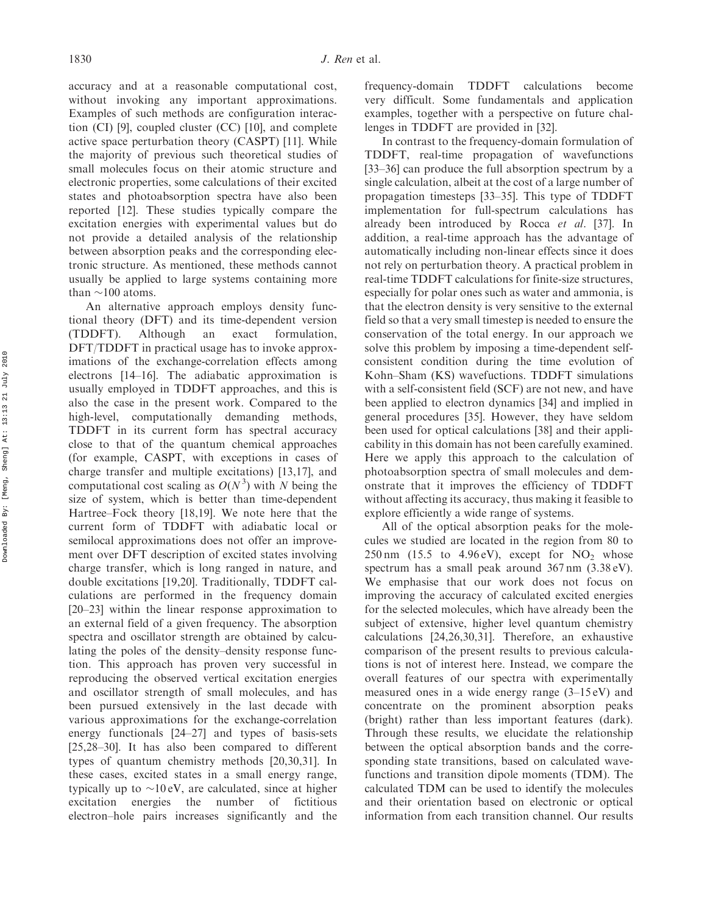accuracy and at a reasonable computational cost, without invoking any important approximations. Examples of such methods are configuration interaction (CI) [9], coupled cluster (CC) [10], and complete active space perturbation theory (CASPT) [11]. While the majority of previous such theoretical studies of small molecules focus on their atomic structure and electronic properties, some calculations of their excited states and photoabsorption spectra have also been reported [12]. These studies typically compare the excitation energies with experimental values but do not provide a detailed analysis of the relationship between absorption peaks and the corresponding electronic structure. As mentioned, these methods cannot usually be applied to large systems containing more than ~100 atoms.

An alternative approach employs density functional theory (DFT) and its time-dependent version (TDDFT). Although an exact formulation, DFT/TDDFT in practical usage has to invoke approximations of the exchange-correlation effects among electrons [14–16]. The adiabatic approximation is usually employed in TDDFT approaches, and this is also the case in the present work. Compared to the high-level, computationally demanding methods, TDDFT in its current form has spectral accuracy close to that of the quantum chemical approaches (for example, CASPT, with exceptions in cases of charge transfer and multiple excitations) [13,17], and computational cost scaling as $O(N^3)$ with $N$ being the size of system, which is better than time-dependent Hartree–Fock theory [18,19]. We note here that the current form of TDDFT with adiabatic local or semilocal approximations does not offer an improvement over DFT description of excited states involving charge transfer, which is long ranged in nature, and double excitations [19,20]. Traditionally, TDDFT calculations are performed in the frequency domain [20–23] within the linear response approximation to an external field of a given frequency. The absorption spectra and oscillator strength are obtained by calculating the poles of the density–density response function. This approach has proven very successful in reproducing the observed vertical excitation energies and oscillator strength of small molecules, and has been pursued extensively in the last decade with various approximations for the exchange-correlation energy functionals [24–27] and types of basis-sets [25,28–30]. It has also been compared to different types of quantum chemistry methods [20,30,31]. In these cases, excited states in a small energy range, typically up to ~10 eV, are calculated, since at higher excitation energies the number of fictitious electron–hole pairs increases significantly and the frequency-domain TDDFT calculations become very difficult. Some fundamentals and application examples, together with a perspective on future challenges in TDDFT are provided in [32].

In contrast to the frequency-domain formulation of TDDFT, real-time propagation of wavefunctions [33–36] can produce the full absorption spectrum by a single calculation, albeit at the cost of a large number of propagation timesteps [33–35]. This type of TDDFT implementation for full-spectrum calculations has already been introduced by Rocca *et al.* [37]. In addition, a real-time approach has the advantage of automatically including non-linear effects since it does not rely on perturbation theory. A practical problem in real-time TDDFT calculations for finite-size structures, especially for polar ones such as water and ammonia, is that the electron density is very sensitive to the external field so that a very small timestep is needed to ensure the conservation of the total energy. In our approach we solve this problem by imposing a time-dependent self-consistent condition during the time evolution of Kohn–Sham (KS) wavefuctions. TDDFT simulations with a self-consistent field (SCF) are not new, and have been applied to electron dynamics [34] and implied in general procedures [35]. However, they have seldom been used for optical calculations [38] and their applicability in this domain has not been carefully examined. Here we apply this approach to the calculation of photoabsorption spectra of small molecules and demonstrate that it improves the efficiency of TDDFT without affecting its accuracy, thus making it feasible to explore efficiently a wide range of systems.

All of the optical absorption peaks for the molecules we studied are located in the region from 80 to 250 nm (15.5 to 4.96 eV), except for $NO_2$ whose spectrum has a small peak around 367 nm (3.38 eV). We emphasise that our work does not focus on improving the accuracy of calculated excited energies for the selected molecules, which have already been the subject of extensive, higher level quantum chemistry calculations [24,26,30,31]. Therefore, an exhaustive comparison of the present results to previous calculations is not of interest here. Instead, we compare the overall features of our spectra with experimentally measured ones in a wide energy range (3–15 eV) and concentrate on the prominent absorption peaks (bright) rather than less important features (dark). Through these results, we elucidate the relationship between the optical absorption bands and the corresponding state transitions, based on calculated wavefunctions and transition dipole moments (TDM). The calculated TDM can be used to identify the molecules and their orientation based on electronic or optical information from each transition channel. Our results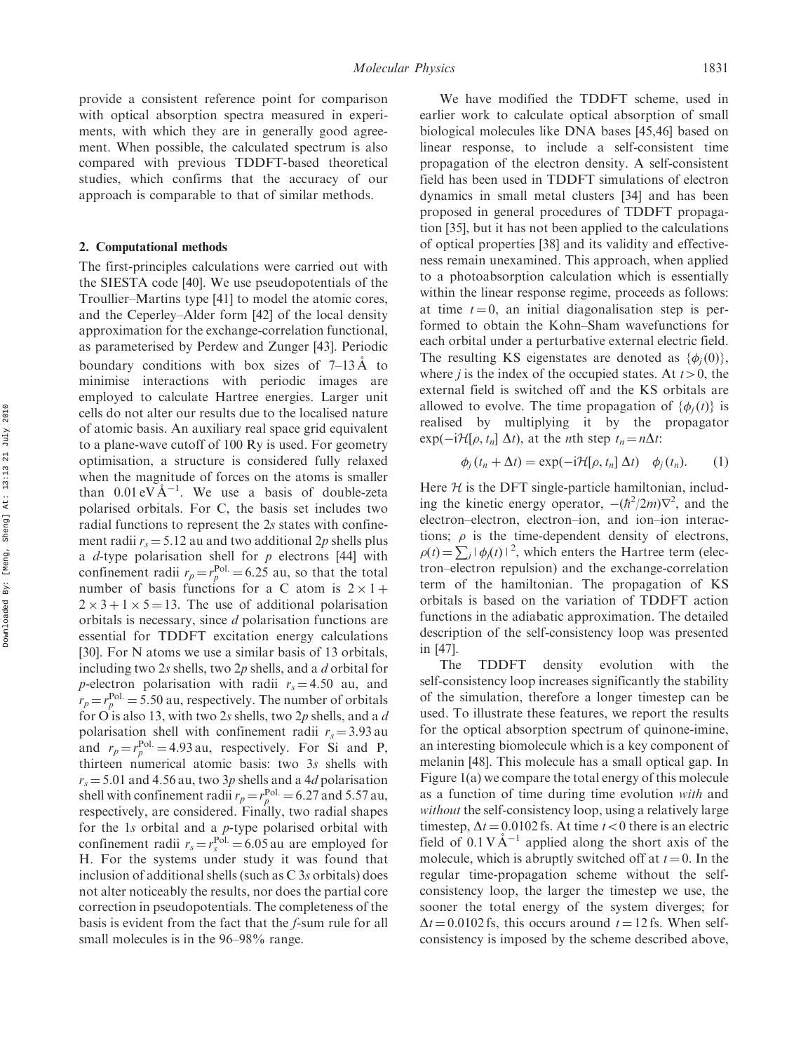provide a consistent reference point for comparison with optical absorption spectra measured in experiments, with which they are in generally good agreement. When possible, the calculated spectrum is also compared with previous TDDFT-based theoretical studies, which confirms that the accuracy of our approach is comparable to that of similar methods.

## 2. Computational methods

The first-principles calculations were carried out with the SIESTA code [40]. We use pseudopotentials of the Troullier–Martins type [41] to model the atomic cores, and the Ceperley–Alder form [42] of the local density approximation for the exchange-correlation functional, as parameterised by Perdew and Zunger [43]. Periodic boundary conditions with box sizes of 7–13 Å to minimise interactions with periodic images are employed to calculate Hartree energies. Larger unit cells do not alter our results due to the localised nature of atomic basis. An auxiliary real space grid equivalent to a plane-wave cutoff of 100 Ry is used. For geometry optimisation, a structure is considered fully relaxed when the magnitude of forces on the atoms is smaller than $0.01\,\mathrm{eV\,Å^{-1}}$. We use a basis of double-zeta polarised orbitals. For C, the basis set includes two radial functions to represent the 2*s* states with confinement radii $r_s = 5.12$ au and two additional 2*p* shells plus a *d*-type polarisation shell for *p* electrons [44] with confinement radii $r_p = r_p^{\mathrm{Pol.}} = 6.25$ au, so that the total number of basis functions for a C atom is $2 \times 1 + 2 \times 3 + 1 \times 5 = 13$. The use of additional polarisation orbitals is necessary, since *d* polarisation functions are essential for TDDFT excitation energy calculations [30]. For N atoms we use a similar basis of 13 orbitals, including two 2*s* shells, two 2*p* shells, and a *d* orbital for *p*-electron polarisation with radii $r_s = 4.50$ au, and $r_p = r_p^{\mathrm{Pol.}} = 5.50$ au, respectively. The number of orbitals for O is also 13, with two 2*s* shells, two 2*p* shells, and a *d* polarisation shell with confinement radii $r_s = 3.93$ au and $r_p = r_p^{\mathrm{Pol.}} = 4.93$ au, respectively. For Si and P, thirteen numerical atomic basis: two 3*s* shells with $r_s = 5.01$ and 4.56 au, two 3*p* shells and a 4*d* polarisation shell with confinement radii $r_p = r_p^{\mathrm{Pol.}} = 6.27$ and 5.57 au, respectively, are considered. Finally, two radial shapes for the 1*s* orbital and a *p*-type polarised orbital with confinement radii $r_s = r_s^{\mathrm{Pol.}} = 6.05$ au are employed for H. For the systems under study it was found that inclusion of additional shells (such as C 3*s* orbitals) does not alter noticeably the results, nor does the partial core correction in pseudopotentials. The completeness of the basis is evident from the fact that the *f*-sum rule for all small molecules is in the 96–98% range.

We have modified the TDDFT scheme, used in earlier work to calculate optical absorption of small biological molecules like DNA bases [45,46] based on linear response, to include a self-consistent time propagation of the electron density. A self-consistent field has been used in TDDFT simulations of electron dynamics in small metal clusters [34] and has been proposed in general procedures of TDDFT propagation [35], but it has not been applied to the calculations of optical properties [38] and its validity and effectiveness remain unexamined. This approach, when applied to a photoabsorption calculation which is essentially within the linear response regime, proceeds as follows: at time $t = 0$, an initial diagonalisation step is performed to obtain the Kohn–Sham wavefunctions for each orbital under a perturbative external electric field. The resulting KS eigenstates are denoted as $\{\phi_j(0)\}$, where *j* is the index of the occupied states. At $t > 0$, the external field is switched off and the KS orbitals are allowed to evolve. The time propagation of $\{\phi_j(t)\}$ is realised by multiplying it by the propagator $\exp(-i\mathcal{H}[\rho, t_n]\,\Delta t)$, at the *n*th step $t_n = n\Delta t$:

$$\phi_j(t_n + \Delta t) = \exp(-i\mathcal{H}[\rho, t_n]\,\Delta t) \quad \phi_j(t_n). \tag{1}$$

Here $\mathcal{H}$ is the DFT single-particle hamiltonian, including the kinetic energy operator, $-(\hbar^2/2m)\nabla^2$, and the electron–electron, electron–ion, and ion–ion interactions; $\rho$ is the time-dependent density of electrons, $\rho(t) = \sum_j |\phi_j(t)|^2$, which enters the Hartree term (electron–electron repulsion) and the exchange-correlation term of the hamiltonian. The propagation of KS orbitals is based on the variation of TDDFT action functions in the adiabatic approximation. The detailed description of the self-consistency loop was presented in [47].

The TDDFT density evolution with the self-consistency loop increases significantly the stability of the simulation, therefore a longer timestep can be used. To illustrate these features, we report the results for the optical absorption spectrum of quinone-imine, an interesting biomolecule which is a key component of melanin [48]. This molecule has a small optical gap. In Figure 1(a) we compare the total energy of this molecule as a function of time during time evolution *with* and *without* the self-consistency loop, using a relatively large timestep, $\Delta t = 0.0102$ fs. At time $t < 0$ there is an electric field of $0.1\,\mathrm{V\,Å^{-1}}$ applied along the short axis of the molecule, which is abruptly switched off at $t = 0$. In the regular time-propagation scheme without the self-consistency loop, the larger the timestep we use, the sooner the total energy of the system diverges; for $\Delta t = 0.0102$ fs, this occurs around $t = 12$ fs. When self-consistency is imposed by the scheme described above,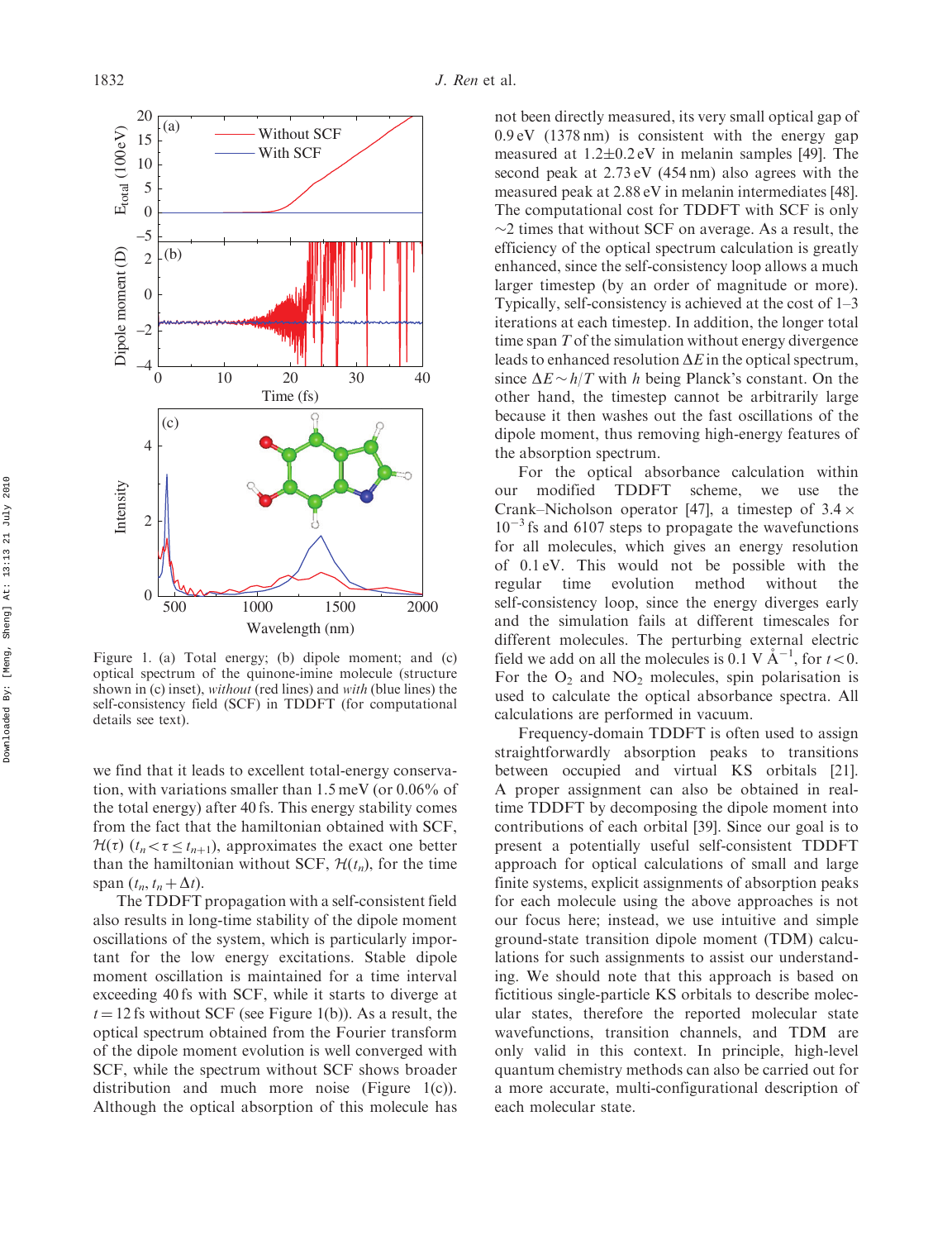Figure 1. (a) Total energy; (b) dipole moment; and (c) optical spectrum of the quinone-imine molecule (structure shown in (c) inset), *without* (red lines) and *with* (blue lines) the self-consistency field (SCF) in TDDFT (for computational details see text).

we find that it leads to excellent total-energy conservation, with variations smaller than 1.5 meV (or 0.06% of the total energy) after 40 fs. This energy stability comes from the fact that the hamiltonian obtained with SCF, $\mathcal{H}(\tau)$ ($t_n < \tau \leq t_{n+1}$), approximates the exact one better than the hamiltonian without SCF, $\mathcal{H}(t_n)$, for the time span $(t_n, t_n + \Delta t)$.

The TDDFT propagation with a self-consistent field also results in long-time stability of the dipole moment oscillations of the system, which is particularly important for the low energy excitations. Stable dipole moment oscillation is maintained for a time interval exceeding 40 fs with SCF, while it starts to diverge at $t = 12$ fs without SCF (see Figure 1(b)). As a result, the optical spectrum obtained from the Fourier transform of the dipole moment evolution is well converged with SCF, while the spectrum without SCF shows broader distribution and much more noise (Figure 1(c)). Although the optical absorption of this molecule has not been directly measured, its very small optical gap of 0.9 eV (1378 nm) is consistent with the energy gap measured at 1.2±0.2 eV in melanin samples [49]. The second peak at 2.73 eV (454 nm) also agrees with the measured peak at 2.88 eV in melanin intermediates [48]. The computational cost for TDDFT with SCF is only ~2 times that without SCF on average. As a result, the efficiency of the optical spectrum calculation is greatly enhanced, since the self-consistency loop allows a much larger timestep (by an order of magnitude or more). Typically, self-consistency is achieved at the cost of 1–3 iterations at each timestep. In addition, the longer total time span $T$ of the simulation without energy divergence leads to enhanced resolution $\Delta E$ in the optical spectrum, since $\Delta E \sim h/T$ with $h$ being Planck's constant. On the other hand, the timestep cannot be arbitrarily large because it then washes out the fast oscillations of the dipole moment, thus removing high-energy features of the absorption spectrum.

For the optical absorbance calculation within our modified TDDFT scheme, we use the Crank–Nicholson operator [47], a timestep of $3.4 \times 10^{-3}$ fs and 6107 steps to propagate the wavefunctions for all molecules, which gives an energy resolution of 0.1 eV. This would not be possible with the regular time evolution method without the self-consistency loop, since the energy diverges early and the simulation fails at different timescales for different molecules. The perturbing external electric field we add on all the molecules is 0.1 V Å$^{-1}$, for $t < 0$. For the $O_2$ and $NO_2$ molecules, spin polarisation is used to calculate the optical absorbance spectra. All calculations are performed in vacuum.

Frequency-domain TDDFT is often used to assign straightforwardly absorption peaks to transitions between occupied and virtual KS orbitals [21]. A proper assignment can also be obtained in real-time TDDFT by decomposing the dipole moment into contributions of each orbital [39]. Since our goal is to present a potentially useful self-consistent TDDFT approach for optical calculations of small and large finite systems, explicit assignments of absorption peaks for each molecule using the above approaches is not our focus here; instead, we use intuitive and simple ground-state transition dipole moment (TDM) calculations for such assignments to assist our understanding. We should note that this approach is based on fictitious single-particle KS orbitals to describe molecular states, therefore the reported molecular state wavefunctions, transition channels, and TDM are only valid in this context. In principle, high-level quantum chemistry methods can also be carried out for a more accurate, multi-configurational description of each molecular state.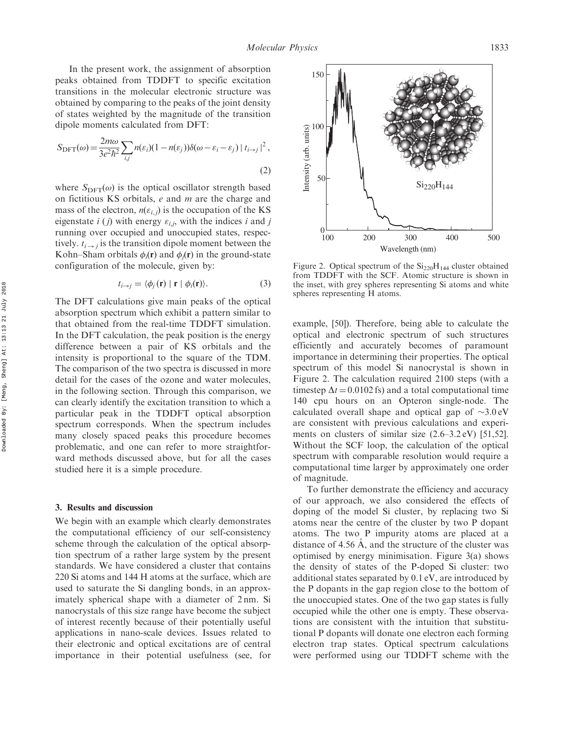In the present work, the assignment of absorption peaks obtained from TDDFT to specific excitation transitions in the molecular electronic structure was obtained by comparing to the peaks of the joint density of states weighted by the magnitude of the transition dipole moments calculated from DFT:

$$S_{\mathrm{DFT}}(\omega)=\frac{2m\omega}{3e^2\hbar^2}\sum_{i,j} n(\varepsilon_i)(1-n(\varepsilon_j))\delta(\omega-\varepsilon_i-\varepsilon_j)\,|\,t_{i\to j}\,|^2\,, \tag{2}$$

where $S_{\mathrm{DFT}}(\omega)$ is the optical oscillator strength based on fictitious KS orbitals, $e$ and $m$ are the charge and mass of the electron, $n(\varepsilon_{i,j})$ is the occupation of the KS eigenstate $i$ ($j$) with energy $\varepsilon_{i,j}$, with the indices $i$ and $j$ running over occupied and unoccupied states, respectively. $t_{i\to j}$ is the transition dipole moment between the Kohn–Sham orbitals $\phi_i(\mathbf{r})$ and $\phi_j(\mathbf{r})$ in the ground-state configuration of the molecule, given by:

$$t_{i\to j}=\langle\phi_j(\mathbf{r})\mid\mathbf{r}\mid\phi_i(\mathbf{r})\rangle. \tag{3}$$

The DFT calculations give main peaks of the optical absorption spectrum which exhibit a pattern similar to that obtained from the real-time TDDFT simulation. In the DFT calculation, the peak position is the energy difference between a pair of KS orbitals and the intensity is proportional to the square of the TDM. The comparison of the two spectra is discussed in more detail for the cases of the ozone and water molecules, in the following section. Through this comparison, we can clearly identify the excitation transition to which a particular peak in the TDDFT optical absorption spectrum corresponds. When the spectrum includes many closely spaced peaks this procedure becomes problematic, and one can refer to more straightforward methods discussed above, but for all the cases studied here it is a simple procedure.

## 3. Results and discussion

We begin with an example which clearly demonstrates the computational efficiency of our self-consistency scheme through the calculation of the optical absorption spectrum of a rather large system by the present standards. We have considered a cluster that contains 220 Si atoms and 144 H atoms at the surface, which are used to saturate the Si dangling bonds, in an approximately spherical shape with a diameter of 2 nm. Si nanocrystals of this size range have become the subject of interest recently because of their potentially useful applications in nano-scale devices. Issues related to their electronic and optical excitations are of central importance in their potential usefulness (see, for example, [50]). Therefore, being able to calculate the optical and electronic spectrum of such structures efficiently and accurately becomes of paramount importance in determining their properties. The optical spectrum of this model Si nanocrystal is shown in Figure 2. The calculation required 2100 steps (with a timestep $\Delta t = 0.0102$ fs) and a total computational time 140 cpu hours on an Opteron single-node. The calculated overall shape and optical gap of $\sim$3.0 eV are consistent with previous calculations and experiments on clusters of similar size (2.6–3.2 eV) [51,52]. Without the SCF loop, the calculation of the optical spectrum with comparable resolution would require a computational time larger by approximately one order of magnitude.

Figure 2. Optical spectrum of the $Si_{220}H_{144}$ cluster obtained from TDDFT with the SCF. Atomic structure is shown in the inset, with grey spheres representing Si atoms and white spheres representing H atoms.

To further demonstrate the efficiency and accuracy of our approach, we also considered the effects of doping of the model Si cluster, by replacing two Si atoms near the centre of the cluster by two P dopant atoms. The two P impurity atoms are placed at a distance of 4.56 Å, and the structure of the cluster was optimised by energy minimisation. Figure 3(a) shows the density of states of the P-doped Si cluster: two additional states separated by 0.1 eV, are introduced by the P dopants in the gap region close to the bottom of the unoccupied states. One of the two gap states is fully occupied while the other one is empty. These observations are consistent with the intuition that substitutional P dopants will donate one electron each forming electron trap states. Optical spectrum calculations were performed using our TDDFT scheme with the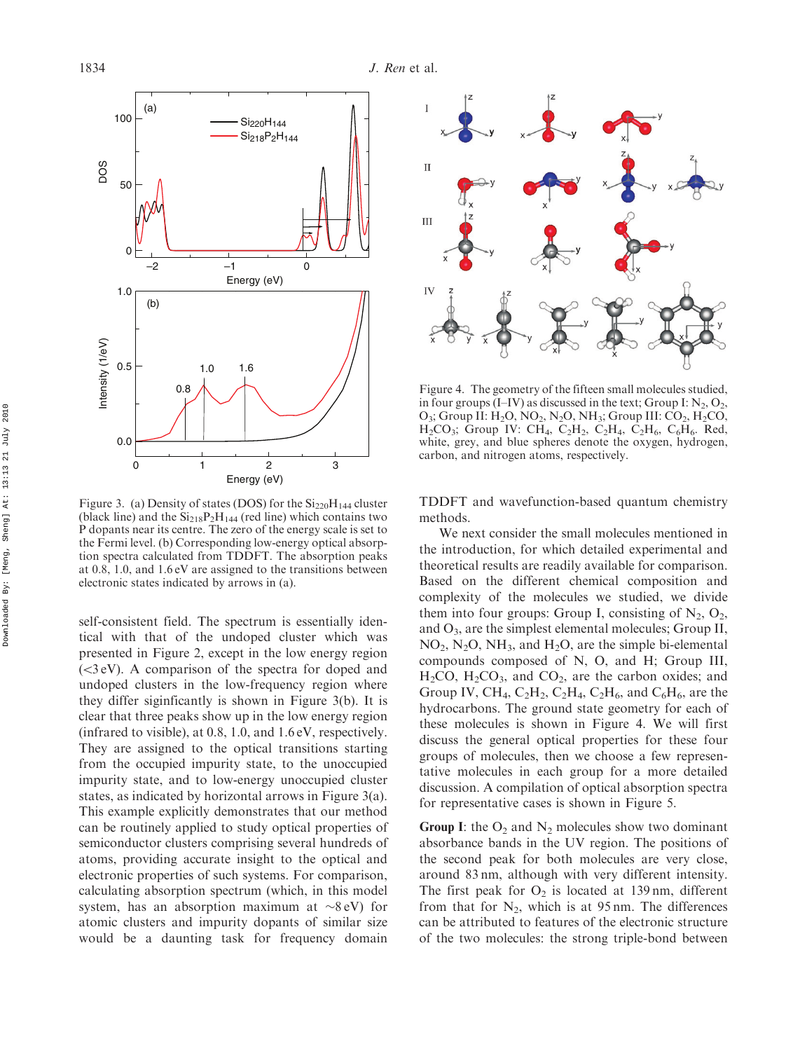Figure 3. (a) Density of states (DOS) for the $Si_{220}H_{144}$ cluster (black line) and the $Si_{218}P_2H_{144}$ (red line) which contains two P dopants near its centre. The zero of the energy scale is set to the Fermi level. (b) Corresponding low-energy optical absorption spectra calculated from TDDFT. The absorption peaks at 0.8, 1.0, and 1.6 eV are assigned to the transitions between electronic states indicated by arrows in (a).

self-consistent field. The spectrum is essentially identical with that of the undoped cluster which was presented in Figure 2, except in the low energy region (<3 eV). A comparison of the spectra for doped and undoped clusters in the low-frequency region where they differ significantly is shown in Figure 3(b). It is clear that three peaks show up in the low energy region (infrared to visible), at 0.8, 1.0, and 1.6 eV, respectively. They are assigned to the optical transitions starting from the occupied impurity state, to the unoccupied impurity state, and to low-energy unoccupied cluster states, as indicated by horizontal arrows in Figure 3(a). This example explicitly demonstrates that our method can be routinely applied to study optical properties of semiconductor clusters comprising several hundreds of atoms, providing accurate insight to the optical and electronic properties of such systems. For comparison, calculating absorption spectrum (which, in this model system, has an absorption maximum at ~8 eV) for atomic clusters and impurity dopants of similar size would be a daunting task for frequency domain TDDFT and wavefunction-based quantum chemistry methods.

Figure 4. The geometry of the fifteen small molecules studied, in four groups (I–IV) as discussed in the text; Group I: $N_2$, $O_2$, $O_3$; Group II: $H_2O$, $NO_2$, $N_2O$, $NH_3$; Group III: $CO_2$, $H_2CO$, $H_2CO_3$; Group IV: $CH_4$, $C_2H_2$, $C_2H_4$, $C_2H_6$, $C_6H_6$. Red, white, grey, and blue spheres denote the oxygen, hydrogen, carbon, and nitrogen atoms, respectively.

We next consider the small molecules mentioned in the introduction, for which detailed experimental and theoretical results are readily available for comparison. Based on the different chemical composition and complexity of the molecules we studied, we divide them into four groups: Group I, consisting of $N_2$, $O_2$, and $O_3$, are the simplest elemental molecules; Group II, $NO_2$, $N_2O$, $NH_3$, and $H_2O$, are the simple bi-elemental compounds composed of N, O, and H; Group III, $H_2CO$, $H_2CO_3$, and $CO_2$, are the carbon oxides; and Group IV, $CH_4$, $C_2H_2$, $C_2H_4$, $C_2H_6$, and $C_6H_6$, are the hydrocarbons. The ground state geometry for each of these molecules is shown in Figure 4. We will first discuss the general optical properties for these four groups of molecules, then we choose a few representative molecules in each group for a more detailed discussion. A compilation of optical absorption spectra for representative cases is shown in Figure 5.

**Group I**: the $O_2$ and $N_2$ molecules show two dominant absorbance bands in the UV region. The positions of the second peak for both molecules are very close, around 83 nm, although with very different intensity. The first peak for $O_2$ is located at 139 nm, different from that for $N_2$, which is at 95 nm. The differences can be attributed to features of the electronic structure of the two molecules: the strong triple-bond between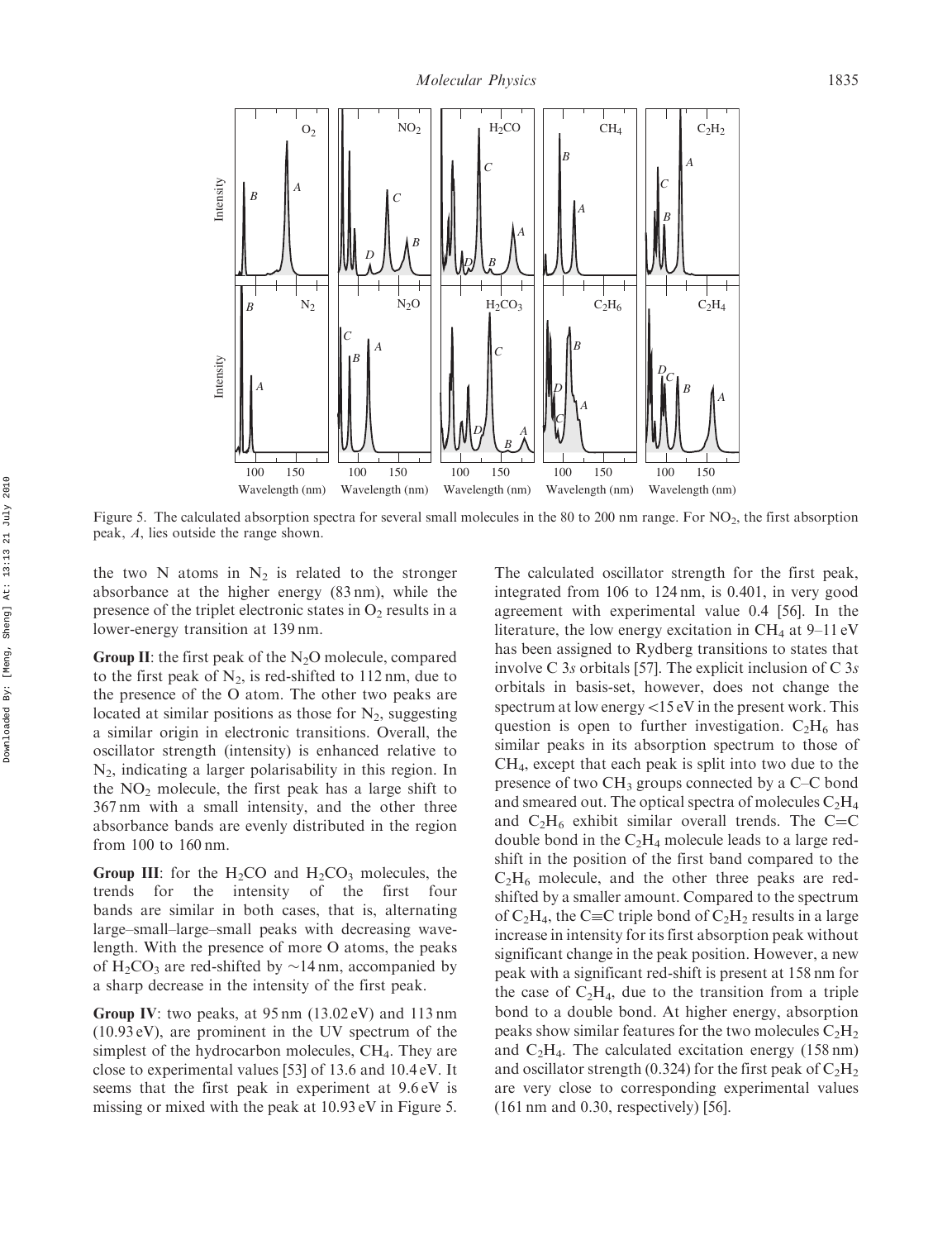Figure 5. The calculated absorption spectra for several small molecules in the 80 to 200 nm range. For $NO_2$, the first absorption peak, *A*, lies outside the range shown.

the two N atoms in $N_2$ is related to the stronger absorbance at the higher energy (83 nm), while the presence of the triplet electronic states in $O_2$ results in a lower-energy transition at 139 nm.

**Group II**: the first peak of the $N_2O$ molecule, compared to the first peak of $N_2$, is red-shifted to 112 nm, due to the presence of the O atom. The other two peaks are located at similar positions as those for $N_2$, suggesting a similar origin in electronic transitions. Overall, the oscillator strength (intensity) is enhanced relative to $N_2$, indicating a larger polarisability in this region. In the $NO_2$ molecule, the first peak has a large shift to 367 nm with a small intensity, and the other three absorbance bands are evenly distributed in the region from 100 to 160 nm.

**Group III**: for the $H_2CO$ and $H_2CO_3$ molecules, the trends for the intensity of the first four bands are similar in both cases, that is, alternating large–small–large–small peaks with decreasing wavelength. With the presence of more O atoms, the peaks of $H_2CO_3$ are red-shifted by $\sim$14 nm, accompanied by a sharp decrease in the intensity of the first peak.

**Group IV**: two peaks, at 95 nm (13.02 eV) and 113 nm (10.93 eV), are prominent in the UV spectrum of the simplest of the hydrocarbon molecules, $CH_4$. They are close to experimental values [53] of 13.6 and 10.4 eV. It seems that the first peak in experiment at 9.6 eV is missing or mixed with the peak at 10.93 eV in Figure 5. The calculated oscillator strength for the first peak, integrated from 106 to 124 nm, is 0.401, in very good agreement with experimental value 0.4 [56]. In the literature, the low energy excitation in $CH_4$ at 9–11 eV has been assigned to Rydberg transitions to states that involve C 3*s* orbitals [57]. The explicit inclusion of C 3*s* orbitals in basis-set, however, does not change the spectrum at low energy <15 eV in the present work. This question is open to further investigation. $C_2H_6$ has similar peaks in its absorption spectrum to those of $CH_4$, except that each peak is split into two due to the presence of two $CH_3$ groups connected by a C–C bond and smeared out. The optical spectra of molecules $C_2H_4$ and $C_2H_6$ exhibit similar overall trends. The C=C double bond in the $C_2H_4$ molecule leads to a large red-shift in the position of the first band compared to the $C_2H_6$ molecule, and the other three peaks are red-shifted by a smaller amount. Compared to the spectrum of $C_2H_4$, the C≡C triple bond of $C_2H_2$ results in a large increase in intensity for its first absorption peak without significant change in the peak position. However, a new peak with a significant red-shift is present at 158 nm for the case of $C_2H_4$, due to the transition from a triple bond to a double bond. At higher energy, absorption peaks show similar features for the two molecules $C_2H_2$ and $C_2H_4$. The calculated excitation energy (158 nm) and oscillator strength (0.324) for the first peak of $C_2H_2$ are very close to corresponding experimental values (161 nm and 0.30, respectively) [56].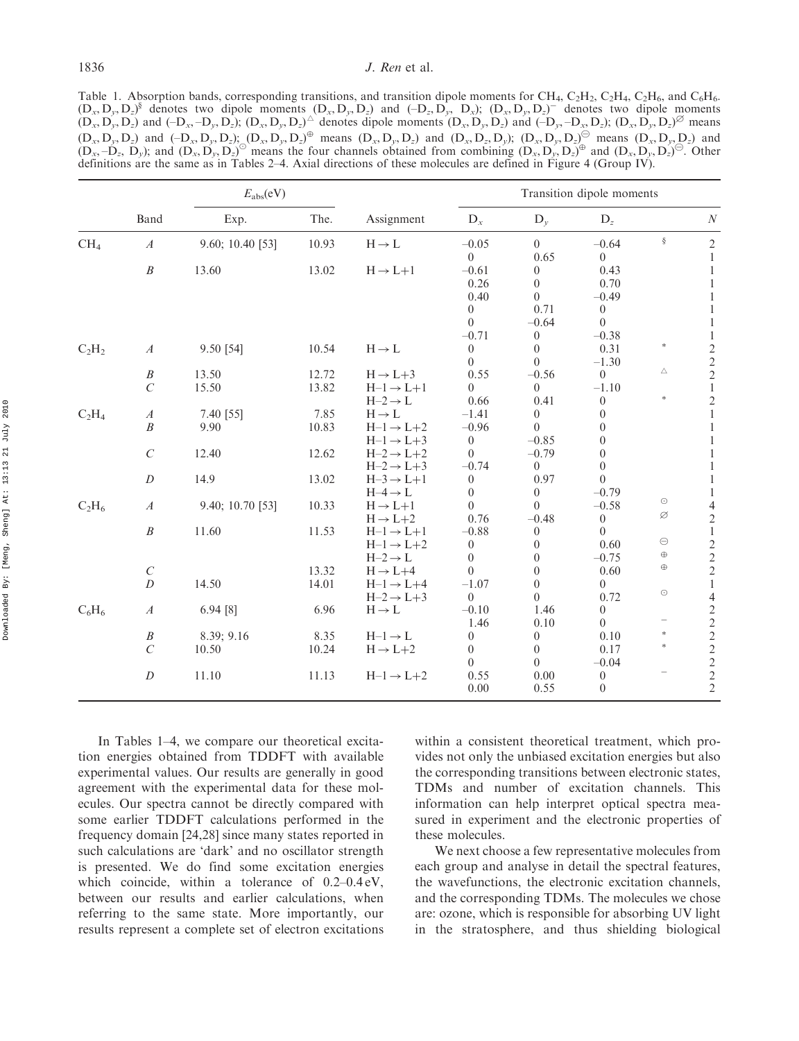Table 1. Absorption bands, corresponding transitions, and transition dipole moments for $CH_4$, $C_2H_2$, $C_2H_4$, $C_2H_6$, and $C_6H_6$. $(D_x, D_y, D_z)^{\S}$ denotes two dipole moments $(D_x, D_y, D_z)$ and $(-D_z, D_y, D_x)$; $(D_x, D_y, D_z)^{-}$ denotes two dipole moments $(D_x, D_y, D_z)$ and $(-D_x, -D_y, D_z)$; $(D_x, D_y, D_z)^{\triangle}$ denotes dipole moments $(D_x, D_y, D_z)$ and $(-D_y, -D_x, D_z)$; $(D_x, D_y, D_z)^{\varnothing}$ means $(D_x, D_y, D_z)$ and $(-D_x, D_y, D_z)$; $(D_x, D_y, D_z)^{\oplus}$ means $(D_x, D_y, D_z)$ and $(D_x, D_z, D_y)$; $(D_x, D_y, D_z)^{\ominus}$ means $(D_x, D_y, D_z)$ and $(D_x, -D_z, D_y)$; and $(D_x, D_y, D_z)^{\odot}$ means the four channels obtained from combining $(D_x, D_y, D_z)^{\oplus}$ and $(D_x, D_y, D_z)^{\ominus}$. Other definitions are the same as in Tables 2–4. Axial directions of these molecules are defined in Figure 4 (Group IV).

| | Band | $E_{abs}$(eV) Exp. | $E_{abs}$(eV) The. | Assignment | $D_x$ | $D_y$ | $D_z$ | | $N$ |
|---|---|---|---|---|---|---|---|---|---|
| $CH_4$ | *A* | 9.60; 10.40 [53] | 10.93 | H→L | −0.05 | 0 | −0.64 | § | 2 |
| | | | | | 0 | 0.65 | 0 | | 1 |
| | *B* | 13.60 | 13.02 | H→L+1 | −0.61 | 0 | 0.43 | | 1 |
| | | | | | 0.26 | 0 | 0.70 | | 1 |
| | | | | | 0.40 | 0 | −0.49 | | 1 |
| | | | | | 0 | 0.71 | 0 | | 1 |
| | | | | | 0 | −0.64 | 0 | | 1 |
| | | | | | −0.71 | 0 | −0.38 | | 1 |
| $C_2H_2$ | *A* | 9.50 [54] | 10.54 | H→L | 0 | 0 | 0.31 | * | 2 |
| | | | | | 0 | 0 | −1.30 | | 2 |
| | *B* | 13.50 | 12.72 | H→L+3 | 0.55 | −0.56 | 0 | △ | 2 |
| | *C* | 15.50 | 13.82 | H−1→L+1 | 0 | 0 | −1.10 | | 1 |
| | | | | H−2→L | 0.66 | 0.41 | 0 | * | 2 |
| $C_2H_4$ | *A* | 7.40 [55] | 7.85 | H→L | −1.41 | 0 | 0 | | 1 |
| | *B* | 9.90 | 10.83 | H−1→L+2 | −0.96 | 0 | 0 | | 1 |
| | | | | H−1→L+3 | 0 | −0.85 | 0 | | 1 |
| | *C* | 12.40 | 12.62 | H−2→L+2 | 0 | −0.79 | 0 | | 1 |
| | | | | H−2→L+3 | −0.74 | 0 | 0 | | 1 |
| | *D* | 14.9 | 13.02 | H−3→L+1 | 0 | 0.97 | 0 | | 1 |
| | | | | H−4→L | 0 | 0 | −0.79 | | 1 |
| $C_2H_6$ | *A* | 9.40; 10.70 [53] | 10.33 | H→L+1 | 0 | 0 | −0.58 | ⊙ | 4 |
| | | | | H→L+2 | 0.76 | −0.48 | 0 | ∅ | 2 |
| | *B* | 11.60 | 11.53 | H−1→L+1 | −0.88 | 0 | 0 | | 1 |
| | | | | H−1→L+2 | 0 | 0 | 0.60 | ⊖ | 2 |
| | | | | H−2→L | 0 | 0 | −0.75 | ⊕ | 2 |
| | *C* | | 13.32 | H→L+4 | 0 | 0 | 0.60 | ⊕ | 2 |
| | *D* | 14.50 | 14.01 | H−1→L+4 | −1.07 | 0 | 0 | | 1 |
| | | | | H−2→L+3 | 0 | 0 | 0.72 | ⊙ | 4 |
| $C_6H_6$ | *A* | 6.94 [8] | 6.96 | H→L | −0.10 | 1.46 | 0 | | 2 |
| | | | | | 1.46 | 0.10 | 0 | − | 2 |
| | *B* | 8.39; 9.16 | 8.35 | H−1→L | 0 | 0 | 0.10 | * | 2 |
| | *C* | 10.50 | 10.24 | H→L+2 | 0 | 0 | 0.17 | * | 2 |
| | | | | | 0 | 0 | −0.04 | | 2 |
| | *D* | 11.10 | 11.13 | H−1→L+2 | 0.55 | 0.00 | 0 | − | 2 |
| | | | | | 0.00 | 0.55 | 0 | | 2 |

In Tables 1–4, we compare our theoretical excitation energies obtained from TDDFT with available experimental values. Our results are generally in good agreement with the experimental data for these molecules. Our spectra cannot be directly compared with some earlier TDDFT calculations performed in the frequency domain [24,28] since many states reported in such calculations are 'dark' and no oscillator strength is presented. We do find some excitation energies which coincide, within a tolerance of 0.2–0.4 eV, between our results and earlier calculations, when referring to the same state. More importantly, our results represent a complete set of electron excitations within a consistent theoretical treatment, which provides not only the unbiased excitation energies but also the corresponding transitions between electronic states, TDMs and number of excitation channels. This information can help interpret optical spectra measured in experiment and the electronic properties of these molecules.

We next choose a few representative molecules from each group and analyse in detail the spectral features, the wavefunctions, the electronic excitation channels, and the corresponding TDMs. The molecules we chose are: ozone, which is responsible for absorbing UV light in the stratosphere, and thus shielding biological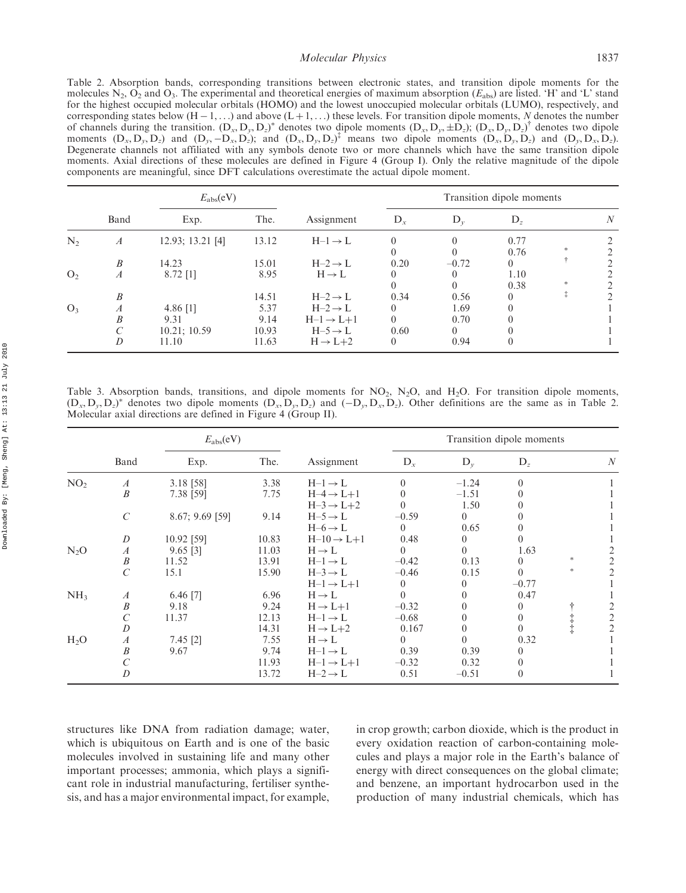Table 2. Absorption bands, corresponding transitions between electronic states, and transition dipole moments for the molecules $N_2$, $O_2$ and $O_3$. The experimental and theoretical energies of maximum absorption ($E_{abs}$) are listed. 'H' and 'L' stand for the highest occupied molecular orbitals (HOMO) and the lowest unoccupied molecular orbitals (LUMO), respectively, and corresponding states below (H − 1, ...) and above (L + 1, ...) these levels. For transition dipole moments, $N$ denotes the number of channels during the transition. $(D_x, D_y, D_z)^*$ denotes two dipole moments $(D_x, D_y, \pm D_z)$; $(D_x, D_y, D_z)^\dagger$ denotes two dipole moments $(D_x, D_y, D_z)$ and $(D_y, -D_x, D_z)$; and $(D_x, D_y, D_z)^\ddagger$ means two dipole moments $(D_x, D_y, D_z)$ and $(D_y, D_x, D_z)$. Degenerate channels not affiliated with any symbols denote two or more channels which have the same transition dipole moments. Axial directions of these molecules are defined in Figure 4 (Group I). Only the relative magnitude of the dipole components are meaningful, since DFT calculations overestimate the actual dipole moment.

| | Band | $E_{abs}$(eV) | | Assignment | Transition dipole moments | | | | |
|---|---|---|---|---|---|---|---|---|---|
| | | Exp. | The. | | $D_x$ | $D_y$ | $D_z$ | | $N$ |
| $N_2$ | *A* | 12.93; 13.21 [4] | 13.12 | H–1 → L | 0 | 0 | 0.77 | | 2 |
| | | | | | 0 | 0 | 0.76 | * | 2 |
| | *B* | 14.23 | 15.01 | H–2 → L | 0.20 | −0.72 | 0 | † | 2 |
| $O_2$ | *A* | 8.72 [1] | 8.95 | H → L | 0 | 0 | 1.10 | | 2 |
| | | | | | 0 | 0 | 0.38 | * | 2 |
| | *B* | | 14.51 | H–2 → L | 0.34 | 0.56 | 0 | ‡ | 2 |
| $O_3$ | *A* | 4.86 [1] | 5.37 | H–2 → L | 0 | 1.69 | 0 | | 1 |
| | *B* | 9.31 | 9.14 | H–1 → L+1 | 0 | 0.70 | 0 | | 1 |
| | *C* | 10.21; 10.59 | 10.93 | H–5 → L | 0.60 | 0 | 0 | | 1 |
| | *D* | 11.10 | 11.63 | H → L+2 | 0 | 0.94 | 0 | | 1 |

Table 3. Absorption bands, transitions, and dipole moments for $NO_2$, $N_2O$, and $H_2O$. For transition dipole moments, $(D_x, D_y, D_z)^*$ denotes two dipole moments $(D_x, D_y, D_z)$ and $(-D_y, D_x, D_z)$. Other definitions are the same as in Table 2. Molecular axial directions are defined in Figure 4 (Group II).

| | Band | $E_{abs}$(eV) | | Assignment | Transition dipole moments | | | | |
|---|---|---|---|---|---|---|---|---|---|
| | | Exp. | The. | | $D_x$ | $D_y$ | $D_z$ | | $N$ |
| $NO_2$ | *A* | 3.18 [58] | 3.38 | H–1 → L | 0 | −1.24 | 0 | | 1 |
| | *B* | 7.38 [59] | 7.75 | H–4 → L+1 | 0 | −1.51 | 0 | | 1 |
| | | | | H–3 → L+2 | 0 | 1.50 | 0 | | 1 |
| | *C* | 8.67; 9.69 [59] | 9.14 | H–5 → L | −0.59 | 0 | 0 | | 1 |
| | | | | H–6 → L | 0 | 0.65 | 0 | | 1 |
| | *D* | 10.92 [59] | 10.83 | H–10 → L+1 | 0.48 | 0 | 0 | | 1 |
| $N_2O$ | *A* | 9.65 [3] | 11.03 | H → L | 0 | 0 | 1.63 | | 2 |
| | *B* | 11.52 | 13.91 | H–1 → L | −0.42 | 0.13 | 0 | * | 2 |
| | *C* | 15.1 | 15.90 | H–3 → L | −0.46 | 0.15 | 0 | * | 2 |
| | | | | H–1 → L+1 | 0 | 0 | −0.77 | | 1 |
| $NH_3$ | *A* | 6.46 [7] | 6.96 | H → L | 0 | 0 | 0.47 | | 1 |
| | *B* | 9.18 | 9.24 | H → L+1 | −0.32 | 0 | 0 | † | 2 |
| | *C* | 11.37 | 12.13 | H–1 → L | −0.68 | 0 | 0 | ‡ | 2 |
| | *D* | | 14.31 | H → L+2 | 0.167 | 0 | 0 | ‡ | 2 |
| $H_2O$ | *A* | 7.45 [2] | 7.55 | H → L | 0 | 0 | 0.32 | | 1 |
| | *B* | 9.67 | 9.74 | H–1 → L | 0.39 | 0.39 | 0 | | 1 |
| | *C* | | 11.93 | H–1 → L+1 | −0.32 | 0.32 | 0 | | 1 |
| | *D* | | 13.72 | H–2 → L | 0.51 | −0.51 | 0 | | 1 |

structures like DNA from radiation damage; water, which is ubiquitous on Earth and is one of the basic molecules involved in sustaining life and many other important processes; ammonia, which plays a significant role in industrial manufacturing, fertiliser synthesis, and has a major environmental impact, for example, in crop growth; carbon dioxide, which is the product in every oxidation reaction of carbon-containing molecules and plays a major role in the Earth's balance of energy with direct consequences on the global climate; and benzene, an important hydrocarbon used in the production of many industrial chemicals, which has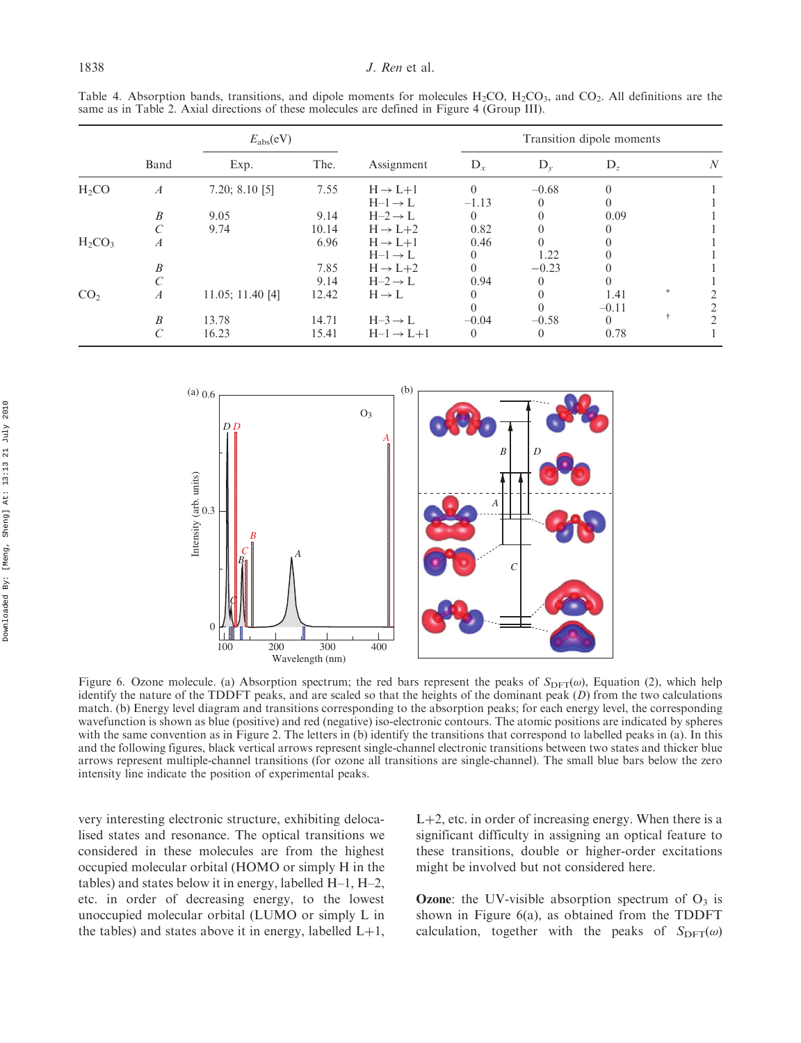Table 4. Absorption bands, transitions, and dipole moments for molecules $H_2CO$, $H_2CO_3$, and $CO_2$. All definitions are the same as in Table 2. Axial directions of these molecules are defined in Figure 4 (Group III).

| | Band | $E_{abs}$(eV) Exp. | The. | Assignment | $D_x$ | $D_y$ | $D_z$ | | $N$ |
|---|---|---|---|---|---|---|---|---|---|
| $H_2CO$ | *A* | 7.20; 8.10 [5] | 7.55 | H → L+1 | 0 | −0.68 | 0 | | 1 |
| | | | | H–1 → L | −1.13 | 0 | 0 | | 1 |
| | *B* | 9.05 | 9.14 | H–2 → L | 0 | 0 | 0.09 | | 1 |
| | *C* | 9.74 | 10.14 | H → L+2 | 0.82 | 0 | 0 | | 1 |
| $H_2CO_3$ | *A* | | 6.96 | H → L+1 | 0.46 | 0 | 0 | | 1 |
| | | | | H–1 → L | 0 | 1.22 | 0 | | 1 |
| | *B* | | 7.85 | H → L+2 | 0 | −0.23 | 0 | | 1 |
| | *C* | | 9.14 | H–2 → L | 0.94 | 0 | 0 | | 1 |
| $CO_2$ | *A* | 11.05; 11.40 [4] | 12.42 | H → L | 0 | 0 | 1.41 | * | 2 |
| | | | | | 0 | 0 | −0.11 | | 2 |
| | *B* | 13.78 | 14.71 | H–3 → L | −0.04 | −0.58 | 0 | † | 2 |
| | *C* | 16.23 | 15.41 | H–1 → L+1 | 0 | 0 | 0.78 | | 1 |

Figure 6. Ozone molecule. (a) Absorption spectrum; the red bars represent the peaks of $S_{DFT}(\omega)$, Equation (2), which help identify the nature of the TDDFT peaks, and are scaled so that the heights of the dominant peak (*D*) from the two calculations match. (b) Energy level diagram and transitions corresponding to the absorption peaks; for each energy level, the corresponding wavefunction is shown as blue (positive) and red (negative) iso-electronic contours. The atomic positions are indicated by spheres with the same convention as in Figure 2. The letters in (b) identify the transitions that correspond to labelled peaks in (a). In this and the following figures, black vertical arrows represent single-channel electronic transitions between two states and thicker blue arrows represent multiple-channel transitions (for ozone all transitions are single-channel). The small blue bars below the zero intensity line indicate the position of experimental peaks.

very interesting electronic structure, exhibiting delocalised states and resonance. The optical transitions we considered in these molecules are from the highest occupied molecular orbital (HOMO or simply H in the tables) and states below it in energy, labelled H–1, H–2, etc. in order of decreasing energy, to the lowest unoccupied molecular orbital (LUMO or simply L in the tables) and states above it in energy, labelled L+1, L+2, etc. in order of increasing energy. When there is a significant difficulty in assigning an optical feature to these transitions, double or higher-order excitations might be involved but not considered here.

**Ozone**: the UV-visible absorption spectrum of $O_3$ is shown in Figure 6(a), as obtained from the TDDFT calculation, together with the peaks of $S_{DFT}(\omega)$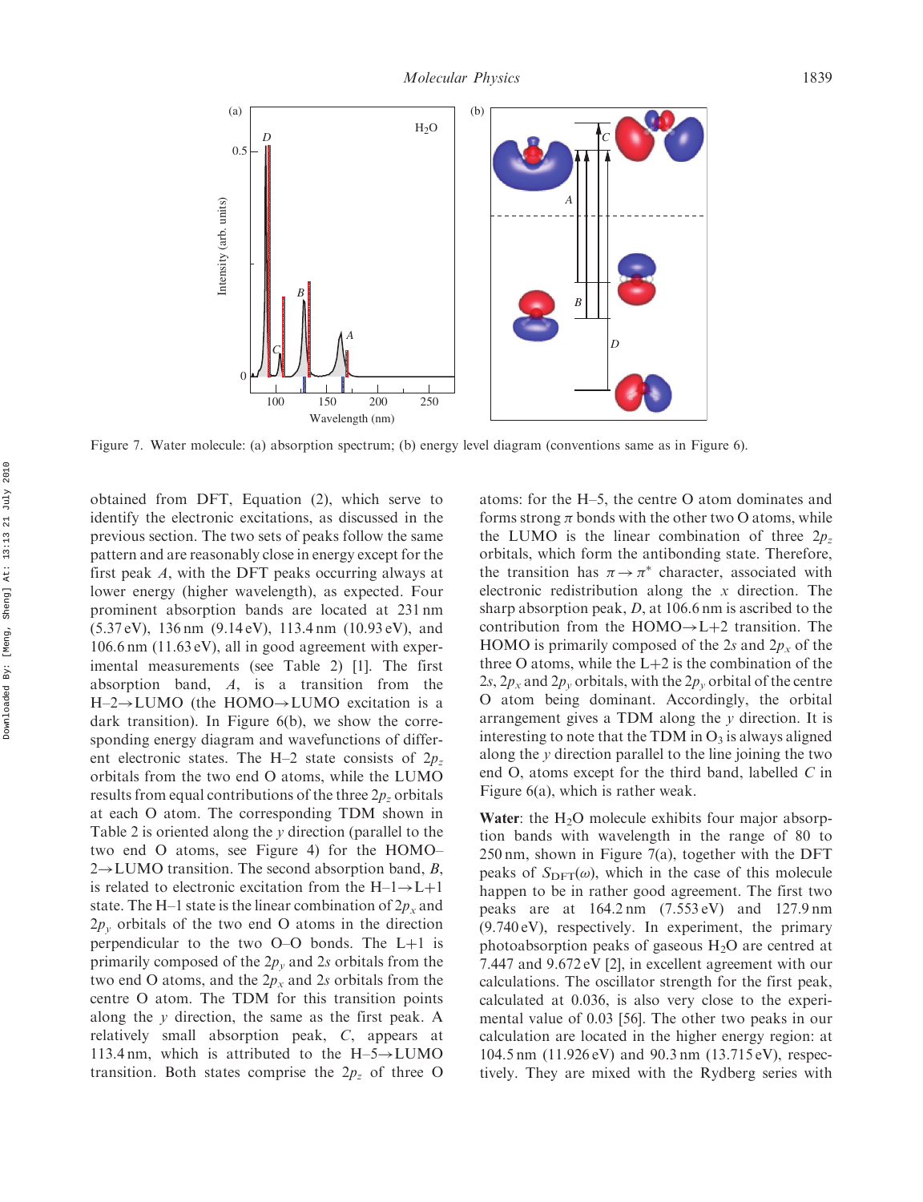Figure 7. Water molecule: (a) absorption spectrum; (b) energy level diagram (conventions same as in Figure 6).

obtained from DFT, Equation (2), which serve to identify the electronic excitations, as discussed in the previous section. The two sets of peaks follow the same pattern and are reasonably close in energy except for the first peak *A*, with the DFT peaks occurring always at lower energy (higher wavelength), as expected. Four prominent absorption bands are located at 231 nm (5.37 eV), 136 nm (9.14 eV), 113.4 nm (10.93 eV), and 106.6 nm (11.63 eV), all in good agreement with experimental measurements (see Table 2) [1]. The first absorption band, *A*, is a transition from the H–2→LUMO (the HOMO→LUMO excitation is a dark transition). In Figure 6(b), we show the corresponding energy diagram and wavefunctions of different electronic states. The H–2 state consists of $2p_z$ orbitals from the two end O atoms, while the LUMO results from equal contributions of the three $2p_z$ orbitals at each O atom. The corresponding TDM shown in Table 2 is oriented along the *y* direction (parallel to the two end O atoms, see Figure 4) for the HOMO–2→LUMO transition. The second absorption band, *B*, is related to electronic excitation from the H–1→L+1 state. The H–1 state is the linear combination of $2p_x$ and $2p_y$ orbitals of the two end O atoms in the direction perpendicular to the two O–O bonds. The L+1 is primarily composed of the $2p_y$ and $2s$ orbitals from the two end O atoms, and the $2p_x$ and $2s$ orbitals from the centre O atom. The TDM for this transition points along the *y* direction, the same as the first peak. A relatively small absorption peak, *C*, appears at 113.4 nm, which is attributed to the H–5→LUMO transition. Both states comprise the $2p_z$ of three O atoms: for the H–5, the centre O atom dominates and forms strong $\pi$ bonds with the other two O atoms, while the LUMO is the linear combination of three $2p_z$ orbitals, which form the antibonding state. Therefore, the transition has $\pi \rightarrow \pi^*$ character, associated with electronic redistribution along the *x* direction. The sharp absorption peak, *D*, at 106.6 nm is ascribed to the contribution from the HOMO→L+2 transition. The HOMO is primarily composed of the $2s$ and $2p_x$ of the three O atoms, while the L+2 is the combination of the $2s$, $2p_x$ and $2p_y$ orbitals, with the $2p_y$ orbital of the centre O atom being dominant. Accordingly, the orbital arrangement gives a TDM along the *y* direction. It is interesting to note that the TDM in $O_3$ is always aligned along the *y* direction parallel to the line joining the two end O, atoms except for the third band, labelled *C* in Figure 6(a), which is rather weak.

**Water**: the $H_2O$ molecule exhibits four major absorption bands with wavelength in the range of 80 to 250 nm, shown in Figure 7(a), together with the DFT peaks of $S_{\mathrm{DFT}}(\omega)$, which in the case of this molecule happen to be in rather good agreement. The first two peaks are at 164.2 nm (7.553 eV) and 127.9 nm (9.740 eV), respectively. In experiment, the primary photoabsorption peaks of gaseous $H_2O$ are centred at 7.447 and 9.672 eV [2], in excellent agreement with our calculations. The oscillator strength for the first peak, calculated at 0.036, is also very close to the experimental value of 0.03 [56]. The other two peaks in our calculation are located in the higher energy region: at 104.5 nm (11.926 eV) and 90.3 nm (13.715 eV), respectively. They are mixed with the Rydberg series with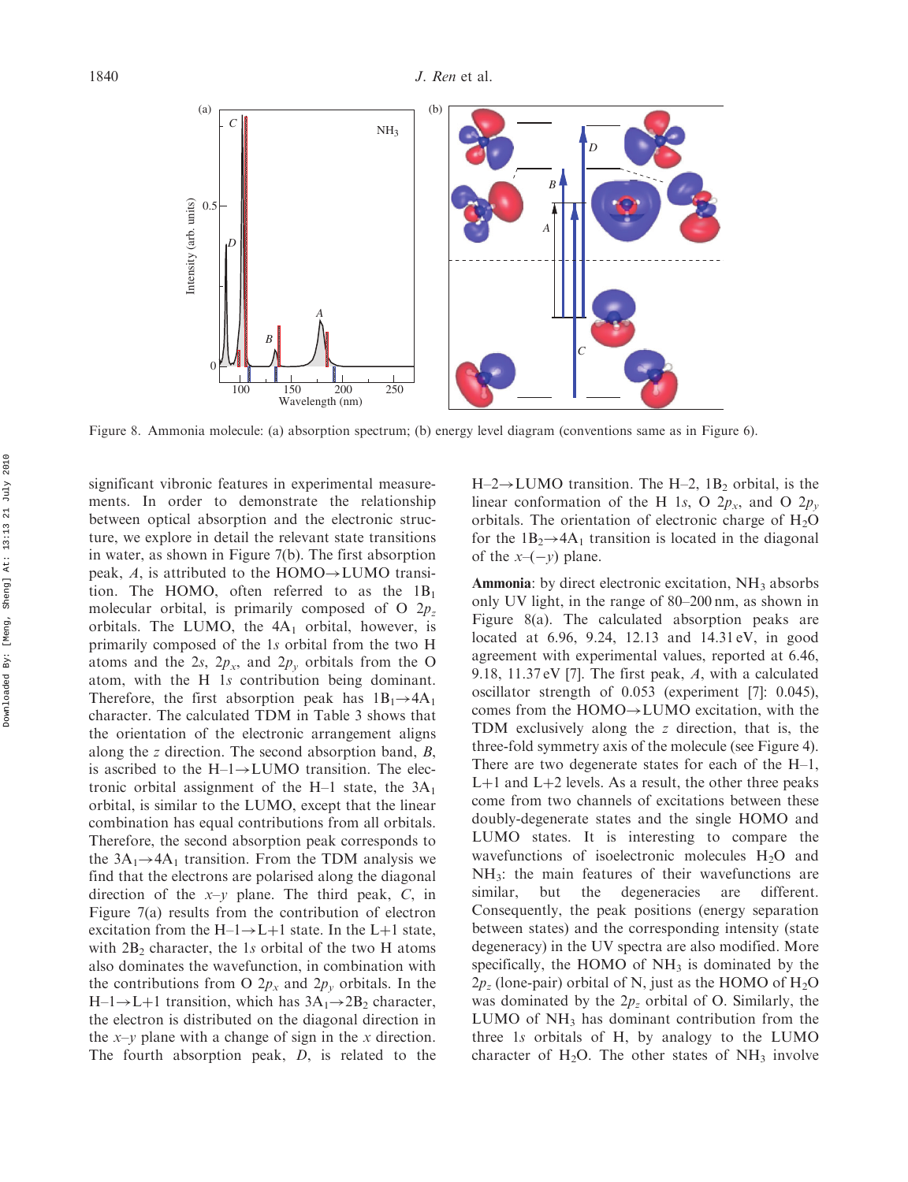Figure 8. Ammonia molecule: (a) absorption spectrum; (b) energy level diagram (conventions same as in Figure 6).

significant vibronic features in experimental measurements. In order to demonstrate the relationship between optical absorption and the electronic structure, we explore in detail the relevant state transitions in water, as shown in Figure 7(b). The first absorption peak, *A*, is attributed to the HOMO→LUMO transition. The HOMO, often referred to as the $1B_1$ molecular orbital, is primarily composed of O $2p_z$ orbitals. The LUMO, the $4A_1$ orbital, however, is primarily composed of the $1s$ orbital from the two H atoms and the $2s$, $2p_x$, and $2p_y$ orbitals from the O atom, with the H $1s$ contribution being dominant. Therefore, the first absorption peak has $1B_1 \rightarrow 4A_1$ character. The calculated TDM in Table 3 shows that the orientation of the electronic arrangement aligns along the $z$ direction. The second absorption band, *B*, is ascribed to the H–1→LUMO transition. The electronic orbital assignment of the H–1 state, the $3A_1$ orbital, is similar to the LUMO, except that the linear combination has equal contributions from all orbitals. Therefore, the second absorption peak corresponds to the $3A_1 \rightarrow 4A_1$ transition. From the TDM analysis we find that the electrons are polarised along the diagonal direction of the $x$–$y$ plane. The third peak, *C*, in Figure 7(a) results from the contribution of electron excitation from the H–1→L+1 state. In the L+1 state, with $2B_2$ character, the $1s$ orbital of the two H atoms also dominates the wavefunction, in combination with the contributions from O $2p_x$ and $2p_y$ orbitals. In the H–1→L+1 transition, which has $3A_1 \rightarrow 2B_2$ character, the electron is distributed on the diagonal direction in the $x$–$y$ plane with a change of sign in the $x$ direction. The fourth absorption peak, *D*, is related to the H–2→LUMO transition. The H–2, $1B_2$ orbital, is the linear conformation of the H $1s$, O $2p_x$, and O $2p_y$ orbitals. The orientation of electronic charge of $H_2O$ for the $1B_2 \rightarrow 4A_1$ transition is located in the diagonal of the $x$–$(-y)$ plane.

**Ammonia**: by direct electronic excitation, $NH_3$ absorbs only UV light, in the range of 80–200 nm, as shown in Figure 8(a). The calculated absorption peaks are located at 6.96, 9.24, 12.13 and 14.31 eV, in good agreement with experimental values, reported at 6.46, 9.18, 11.37 eV [7]. The first peak, *A*, with a calculated oscillator strength of 0.053 (experiment [7]: 0.045), comes from the HOMO→LUMO excitation, with the TDM exclusively along the $z$ direction, that is, the three-fold symmetry axis of the molecule (see Figure 4). There are two degenerate states for each of the H–1, L+1 and L+2 levels. As a result, the other three peaks come from two channels of excitations between these doubly-degenerate states and the single HOMO and LUMO states. It is interesting to compare the wavefunctions of isoelectronic molecules $H_2O$ and $NH_3$: the main features of their wavefunctions are similar, but the degeneracies are different. Consequently, the peak positions (energy separation between states) and the corresponding intensity (state degeneracy) in the UV spectra are also modified. More specifically, the HOMO of $NH_3$ is dominated by the $2p_z$ (lone-pair) orbital of N, just as the HOMO of $H_2O$ was dominated by the $2p_z$ orbital of O. Similarly, the LUMO of $NH_3$ has dominant contribution from the three $1s$ orbitals of H, by analogy to the LUMO character of $H_2O$. The other states of $NH_3$ involve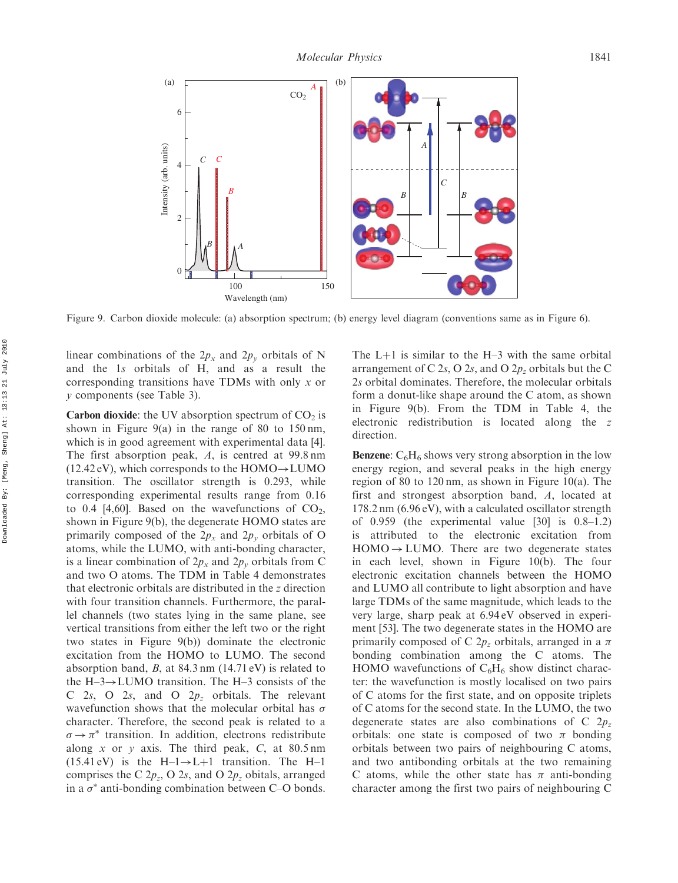Figure 9. Carbon dioxide molecule: (a) absorption spectrum; (b) energy level diagram (conventions same as in Figure 6).

linear combinations of the $2p_x$ and $2p_y$ orbitals of N and the $1s$ orbitals of H, and as a result the corresponding transitions have TDMs with only $x$ or $y$ components (see Table 3).

**Carbon dioxide**: the UV absorption spectrum of $CO_2$ is shown in Figure 9(a) in the range of 80 to 150 nm, which is in good agreement with experimental data [4]. The first absorption peak, *A*, is centred at 99.8 nm (12.42 eV), which corresponds to the HOMO→LUMO transition. The oscillator strength is 0.293, while corresponding experimental results range from 0.16 to 0.4 [4,60]. Based on the wavefunctions of $CO_2$, shown in Figure 9(b), the degenerate HOMO states are primarily composed of the $2p_x$ and $2p_y$ orbitals of O atoms, while the LUMO, with anti-bonding character, is a linear combination of $2p_x$ and $2p_y$ orbitals from C and two O atoms. The TDM in Table 4 demonstrates that electronic orbitals are distributed in the $z$ direction with four transition channels. Furthermore, the parallel channels (two states lying in the same plane, see vertical transitions from either the left two or the right two states in Figure 9(b)) dominate the electronic excitation from the HOMO to LUMO. The second absorption band, *B*, at 84.3 nm (14.71 eV) is related to the H–3→LUMO transition. The H–3 consists of the C $2s$, O $2s$, and O $2p_z$ orbitals. The relevant wavefunction shows that the molecular orbital has $\sigma$ character. Therefore, the second peak is related to a $\sigma \rightarrow \pi^*$ transition. In addition, electrons redistribute along $x$ or $y$ axis. The third peak, *C*, at 80.5 nm (15.41 eV) is the H–1→L+1 transition. The H–1 comprises the C $2p_z$, O $2s$, and O $2p_z$ obitals, arranged in a $\sigma^*$ anti-bonding combination between C–O bonds.

The L+1 is similar to the H–3 with the same orbital arrangement of C $2s$, O $2s$, and O $2p_z$ orbitals but the C $2s$ orbital dominates. Therefore, the molecular orbitals form a donut-like shape around the C atom, as shown in Figure 9(b). From the TDM in Table 4, the electronic redistribution is located along the $z$ direction.

**Benzene**: $C_6H_6$ shows very strong absorption in the low energy region, and several peaks in the high energy region of 80 to 120 nm, as shown in Figure 10(a). The first and strongest absorption band, *A*, located at 178.2 nm (6.96 eV), with a calculated oscillator strength of 0.959 (the experimental value [30] is 0.8–1.2) is attributed to the electronic excitation from HOMO→LUMO. There are two degenerate states in each level, shown in Figure 10(b). The four electronic excitation channels between the HOMO and LUMO all contribute to light absorption and have large TDMs of the same magnitude, which leads to the very large, sharp peak at 6.94 eV observed in experiment [53]. The two degenerate states in the HOMO are primarily composed of C $2p_z$ orbitals, arranged in a $\pi$ bonding combination among the C atoms. The HOMO wavefunctions of $C_6H_6$ show distinct character: the wavefunction is mostly localised on two pairs of C atoms for the first state, and on opposite triplets of C atoms for the second state. In the LUMO, the two degenerate states are also combinations of C $2p_z$ orbitals: one state is composed of two $\pi$ bonding orbitals between two pairs of neighbouring C atoms, and two antibonding orbitals at the two remaining C atoms, while the other state has $\pi$ anti-bonding character among the first two pairs of neighbouring C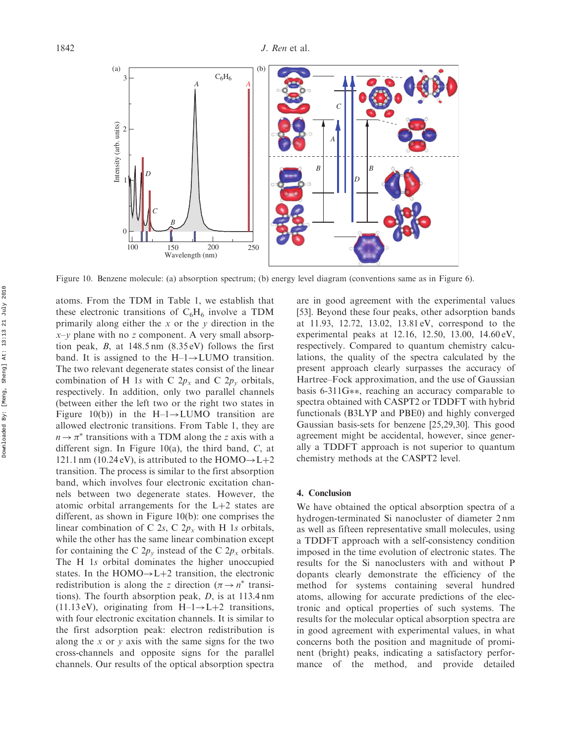Figure 10. Benzene molecule: (a) absorption spectrum; (b) energy level diagram (conventions same as in Figure 6).

atoms. From the TDM in Table 1, we establish that these electronic transitions of $C_6H_6$ involve a TDM primarily along either the $x$ or the $y$ direction in the $x$–$y$ plane with no $z$ component. A very small absorption peak, $B$, at 148.5 nm (8.35 eV) follows the first band. It is assigned to the H–1→LUMO transition. The two relevant degenerate states consist of the linear combination of H 1$s$ with C 2$p_x$ and C 2$p_y$ orbitals, respectively. In addition, only two parallel channels (between either the left two or the right two states in Figure 10(b)) in the H–1→LUMO transition are allowed electronic transitions. From Table 1, they are $n \rightarrow \pi^*$ transitions with a TDM along the $z$ axis with a different sign. In Figure 10(a), the third band, $C$, at 121.1 nm (10.24 eV), is attributed to the HOMO→L+2 transition. The process is similar to the first absorption band, which involves four electronic excitation channels between two degenerate states. However, the atomic orbital arrangements for the L+2 states are different, as shown in Figure 10(b): one comprises the linear combination of C 2$s$, C 2$p_x$ with H 1$s$ orbitals, while the other has the same linear combination except for containing the C 2$p_y$ instead of the C 2$p_x$ orbitals. The H 1$s$ orbital dominates the higher unoccupied states. In the HOMO→L+2 transition, the electronic redistribution is along the $z$ direction ($\pi \rightarrow n^*$ transitions). The fourth absorption peak, $D$, is at 113.4 nm (11.13 eV), originating from H–1→L+2 transitions, with four electronic excitation channels. It is similar to the first adsorption peak: electron redistribution is along the $x$ or $y$ axis with the same signs for the two cross-channels and opposite signs for the parallel channels. Our results of the optical absorption spectra are in good agreement with the experimental values [53]. Beyond these four peaks, other adsorption bands at 11.93, 12.72, 13.02, 13.81 eV, correspond to the experimental peaks at 12.16, 12.50, 13.00, 14.60 eV, respectively. Compared to quantum chemistry calculations, the quality of the spectra calculated by the present approach clearly surpasses the accuracy of Hartree–Fock approximation, and the use of Gaussian basis 6-311G**, reaching an accuracy comparable to spectra obtained with CASPT2 or TDDFT with hybrid functionals (B3LYP and PBE0) and highly converged Gaussian basis-sets for benzene [25,29,30]. This good agreement might be accidental, however, since generally a TDDFT approach is not superior to quantum chemistry methods at the CASPT2 level.

## 4. Conclusion

We have obtained the optical absorption spectra of a hydrogen-terminated Si nanocluster of diameter 2 nm as well as fifteen representative small molecules, using a TDDFT approach with a self-consistency condition imposed in the time evolution of electronic states. The results for the Si nanoclusters with and without P dopants clearly demonstrate the efficiency of the method for systems containing several hundred atoms, allowing for accurate predictions of the electronic and optical properties of such systems. The results for the molecular optical absorption spectra are in good agreement with experimental values, in what concerns both the position and magnitude of prominent (bright) peaks, indicating a satisfactory performance of the method, and provide detailed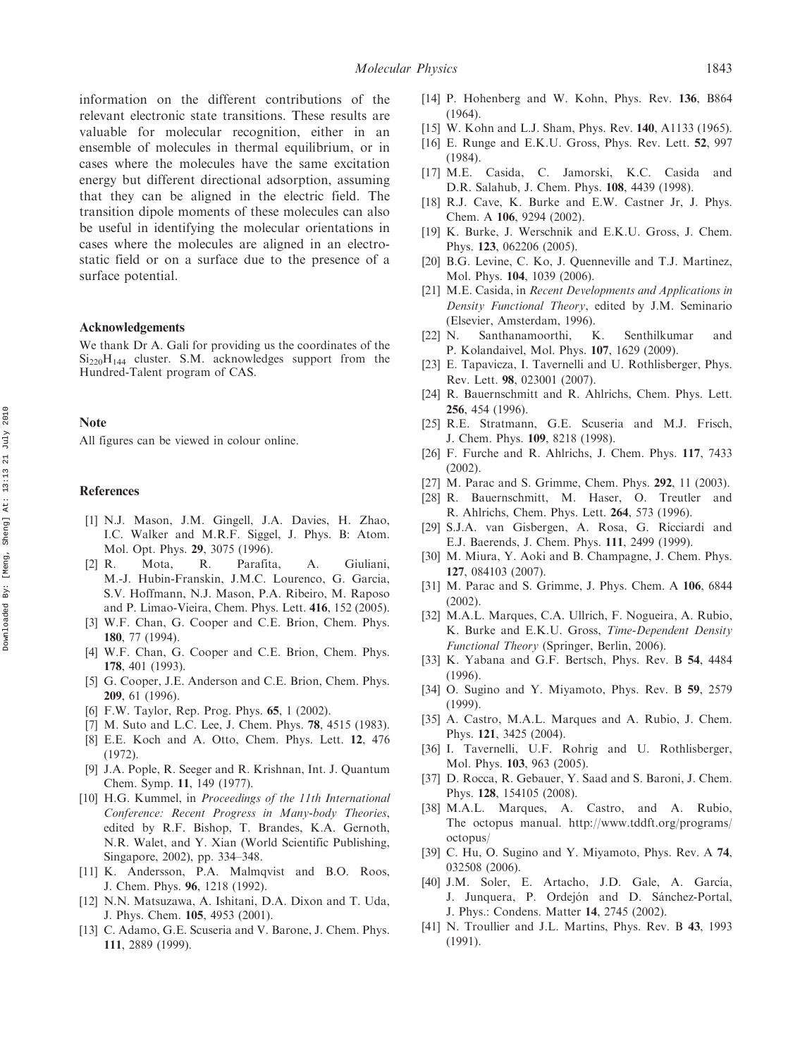information on the different contributions of the relevant electronic state transitions. These results are valuable for molecular recognition, either in an ensemble of molecules in thermal equilibrium, or in cases where the molecules have the same excitation energy but different directional adsorption, assuming that they can be aligned in the electric field. The transition dipole moments of these molecules can also be useful in identifying the molecular orientations in cases where the molecules are aligned in an electrostatic field or on a surface due to the presence of a surface potential.

## Acknowledgements

We thank Dr A. Gali for providing us the coordinates of the $Si_{220}H_{144}$ cluster. S.M. acknowledges support from the Hundred-Talent program of CAS.

## Note

All figures can be viewed in colour online.

## References

[1] N.J. Mason, J.M. Gingell, J.A. Davies, H. Zhao, I.C. Walker and M.R.F. Siggel, J. Phys. B: Atom. Mol. Opt. Phys. **29**, 3075 (1996).

[2] R. Mota, R. Parafita, A. Giuliani, M.-J. Hubin-Franskin, J.M.C. Lourenco, G. Garcia, S.V. Hoffmann, N.J. Mason, P.A. Ribeiro, M. Raposo and P. Limao-Vieira, Chem. Phys. Lett. **416**, 152 (2005).

[3] W.F. Chan, G. Cooper and C.E. Brion, Chem. Phys. **180**, 77 (1994).

[4] W.F. Chan, G. Cooper and C.E. Brion, Chem. Phys. **178**, 401 (1993).

[5] G. Cooper, J.E. Anderson and C.E. Brion, Chem. Phys. **209**, 61 (1996).

[6] F.W. Taylor, Rep. Prog. Phys. **65**, 1 (2002).

[7] M. Suto and L.C. Lee, J. Chem. Phys. **78**, 4515 (1983).

[8] E.E. Koch and A. Otto, Chem. Phys. Lett. **12**, 476 (1972).

[9] J.A. Pople, R. Seeger and R. Krishnan, Int. J. Quantum Chem. Symp. **11**, 149 (1977).

[10] H.G. Kummel, in *Proceedings of the 11th International Conference: Recent Progress in Many-body Theories*, edited by R.F. Bishop, T. Brandes, K.A. Gernoth, N.R. Walet, and Y. Xian (World Scientific Publishing, Singapore, 2002), pp. 334–348.

[11] K. Andersson, P.A. Malmqvist and B.O. Roos, J. Chem. Phys. **96**, 1218 (1992).

[12] N.N. Matsuzawa, A. Ishitani, D.A. Dixon and T. Uda, J. Phys. Chem. **105**, 4953 (2001).

[13] C. Adamo, G.E. Scuseria and V. Barone, J. Chem. Phys. **111**, 2889 (1999).

[14] P. Hohenberg and W. Kohn, Phys. Rev. **136**, B864 (1964).

[15] W. Kohn and L.J. Sham, Phys. Rev. **140**, A1133 (1965).

[16] E. Runge and E.K.U. Gross, Phys. Rev. Lett. **52**, 997 (1984).

[17] M.E. Casida, C. Jamorski, K.C. Casida and D.R. Salahub, J. Chem. Phys. **108**, 4439 (1998).

[18] R.J. Cave, K. Burke and E.W. Castner Jr, J. Phys. Chem. A **106**, 9294 (2002).

[19] K. Burke, J. Werschnik and E.K.U. Gross, J. Chem. Phys. **123**, 062206 (2005).

[20] B.G. Levine, C. Ko, J. Quenneville and T.J. Martinez, Mol. Phys. **104**, 1039 (2006).

[21] M.E. Casida, in *Recent Developments and Applications in Density Functional Theory*, edited by J.M. Seminario (Elsevier, Amsterdam, 1996).

[22] N. Santhanamoorthi, K. Senthilkumar and P. Kolandaivel, Mol. Phys. **107**, 1629 (2009).

[23] E. Tapavicza, I. Tavernelli and U. Rothlisberger, Phys. Rev. Lett. **98**, 023001 (2007).

[24] R. Bauernschmitt and R. Ahlrichs, Chem. Phys. Lett. **256**, 454 (1996).

[25] R.E. Stratmann, G.E. Scuseria and M.J. Frisch, J. Chem. Phys. **109**, 8218 (1998).

[26] F. Furche and R. Ahlrichs, J. Chem. Phys. **117**, 7433 (2002).

[27] M. Parac and S. Grimme, Chem. Phys. **292**, 11 (2003).

[28] R. Bauernschmitt, M. Haser, O. Treutler and R. Ahlrichs, Chem. Phys. Lett. **264**, 573 (1996).

[29] S.J.A. van Gisbergen, A. Rosa, G. Ricciardi and E.J. Baerends, J. Chem. Phys. **111**, 2499 (1999).

[30] M. Miura, Y. Aoki and B. Champagne, J. Chem. Phys. **127**, 084103 (2007).

[31] M. Parac and S. Grimme, J. Phys. Chem. A **106**, 6844 (2002).

[32] M.A.L. Marques, C.A. Ullrich, F. Nogueira, A. Rubio, K. Burke and E.K.U. Gross, *Time-Dependent Density Functional Theory* (Springer, Berlin, 2006).

[33] K. Yabana and G.F. Bertsch, Phys. Rev. B **54**, 4484 (1996).

[34] O. Sugino and Y. Miyamoto, Phys. Rev. B **59**, 2579 (1999).

[35] A. Castro, M.A.L. Marques and A. Rubio, J. Chem. Phys. **121**, 3425 (2004).

[36] I. Tavernelli, U.F. Rohrig and U. Rothlisberger, Mol. Phys. **103**, 963 (2005).

[37] D. Rocca, R. Gebauer, Y. Saad and S. Baroni, J. Chem. Phys. **128**, 154105 (2008).

[38] M.A.L. Marques, A. Castro, and A. Rubio, The octopus manual. http://www.tddft.org/programs/octopus/

[39] C. Hu, O. Sugino and Y. Miyamoto, Phys. Rev. A **74**, 032508 (2006).

[40] J.M. Soler, E. Artacho, J.D. Gale, A. García, J. Junquera, P. Ordejón and D. Sánchez-Portal, J. Phys.: Condens. Matter **14**, 2745 (2002).

[41] N. Troullier and J.L. Martins, Phys. Rev. B **43**, 1993 (1991).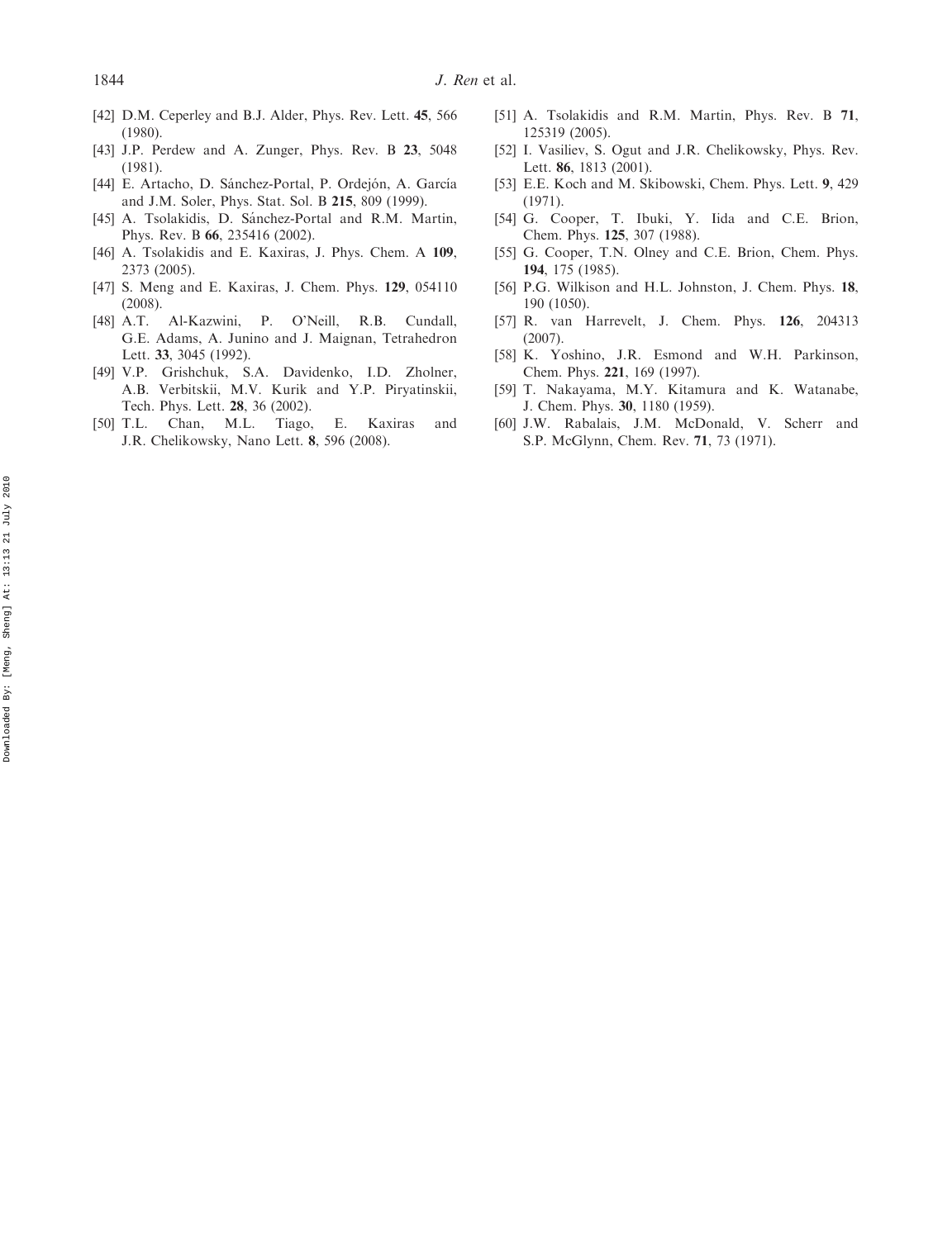[42] D.M. Ceperley and B.J. Alder, Phys. Rev. Lett. **45**, 566 (1980).

[43] J.P. Perdew and A. Zunger, Phys. Rev. B **23**, 5048 (1981).

[44] E. Artacho, D. Sánchez-Portal, P. Ordejón, A. García and J.M. Soler, Phys. Stat. Sol. B **215**, 809 (1999).

[45] A. Tsolakidis, D. Sánchez-Portal and R.M. Martin, Phys. Rev. B **66**, 235416 (2002).

[46] A. Tsolakidis and E. Kaxiras, J. Phys. Chem. A **109**, 2373 (2005).

[47] S. Meng and E. Kaxiras, J. Chem. Phys. **129**, 054110 (2008).

[48] A.T. Al-Kazwini, P. O'Neill, R.B. Cundall, G.E. Adams, A. Junino and J. Maignan, Tetrahedron Lett. **33**, 3045 (1992).

[49] V.P. Grishchuk, S.A. Davidenko, I.D. Zholner, A.B. Verbitskii, M.V. Kurik and Y.P. Piryatinskii, Tech. Phys. Lett. **28**, 36 (2002).

[50] T.L. Chan, M.L. Tiago, E. Kaxiras and J.R. Chelikowsky, Nano Lett. **8**, 596 (2008).

[51] A. Tsolakidis and R.M. Martin, Phys. Rev. B **71**, 125319 (2005).

[52] I. Vasiliev, S. Ogut and J.R. Chelikowsky, Phys. Rev. Lett. **86**, 1813 (2001).

[53] E.E. Koch and M. Skibowski, Chem. Phys. Lett. **9**, 429 (1971).

[54] G. Cooper, T. Ibuki, Y. Iida and C.E. Brion, Chem. Phys. **125**, 307 (1988).

[55] G. Cooper, T.N. Olney and C.E. Brion, Chem. Phys. **194**, 175 (1985).

[56] P.G. Wilkison and H.L. Johnston, J. Chem. Phys. **18**, 190 (1050).

[57] R. van Harrevelt, J. Chem. Phys. **126**, 204313 (2007).

[58] K. Yoshino, J.R. Esmond and W.H. Parkinson, Chem. Phys. **221**, 169 (1997).

[59] T. Nakayama, M.Y. Kitamura and K. Watanabe, J. Chem. Phys. **30**, 1180 (1959).

[60] J.W. Rabalais, J.M. McDonald, V. Scherr and S.P. McGlynn, Chem. Rev. **71**, 73 (1971).